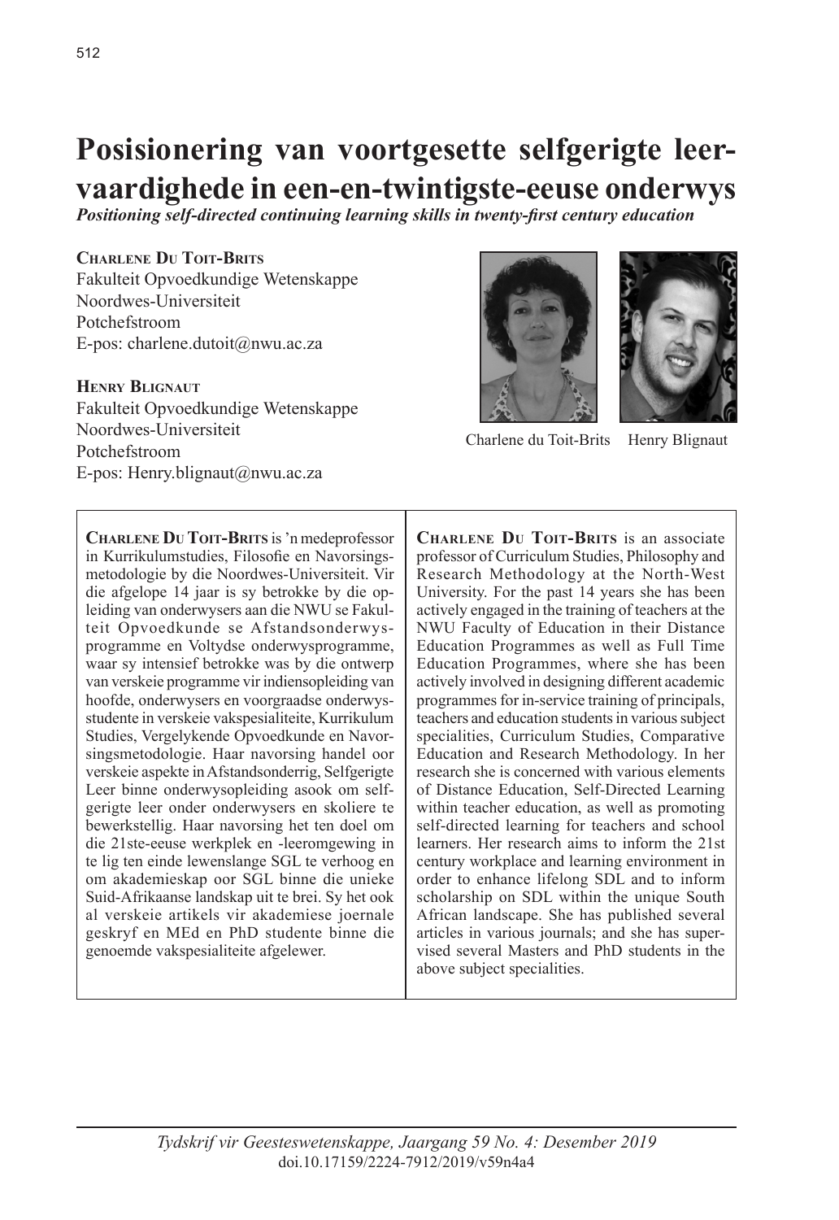# Posisionering van voortgesette selfgerigte leervaardighede in een-en-twintigste-eeuse onderwys

***Positioning self-directed continuing learning skills in twenty-first century education***

**Charlene Du Toit-Brits**
Fakulteit Opvoedkundige Wetenskappe
Noordwes-Universiteit
Potchefstroom
E-pos: charlene.dutoit@nwu.ac.za

**Henry Blignaut**
Fakulteit Opvoedkundige Wetenskappe
Noordwes-Universiteit
Potchefstroom
E-pos: Henry.blignaut@nwu.ac.za

Charlene du Toit-Brits Henry Blignaut

**Charlene Du Toit-Brits** is 'n medeprofessor in Kurrikulumstudies, Filosofie en Navorsingsmetodologie by die Noordwes-Universiteit. Vir die afgelope 14 jaar is sy betrokke by die opleiding van onderwysers aan die NWU se Fakulteit Opvoedkunde se Afstandsonderwysprogramme en Voltydse onderwysprogramme, waar sy intensief betrokke was by die ontwerp van verskeie programme vir indiensopleiding van hoofde, onderwysers en voorgraadse onderwysstudente in verskeie vakspesialiteite, Kurrikulum Studies, Vergelykende Opvoedkunde en Navorsingsmetodologie. Haar navorsing handel oor verskeie aspekte in Afstandsonderrig, Selfgerigte Leer binne onderwysopleiding asook om selfgerigte leer onder onderwysers en skoliere te bewerkstellig. Haar navorsing het ten doel om die 21ste-eeuse werkplek en -leeromgewing in te lig ten einde lewenslange SGL te verhoog en om akademieskap oor SGL binne die unieke Suid-Afrikaanse landskap uit te brei. Sy het ook al verskeie artikels vir akademiese joernale geskryf en MEd en PhD studente binne die genoemde vakspesialiteite afgelewer.

**Charlene Du Toit-Brits** is an associate professor of Curriculum Studies, Philosophy and Research Methodology at the North-West University. For the past 14 years she has been actively engaged in the training of teachers at the NWU Faculty of Education in their Distance Education Programmes as well as Full Time Education Programmes, where she has been actively involved in designing different academic programmes for in-service training of principals, teachers and education students in various subject specialities, Curriculum Studies, Comparative Education and Research Methodology. In her research she is concerned with various elements of Distance Education, Self-Directed Learning within teacher education, as well as promoting self-directed learning for teachers and school learners. Her research aims to inform the 21st century workplace and learning environment in order to enhance lifelong SDL and to inform scholarship on SDL within the unique South African landscape. She has published several articles in various journals; and she has supervised several Masters and PhD students in the above subject specialities.

doi.10.17159/2224-7912/2019/v59n4a4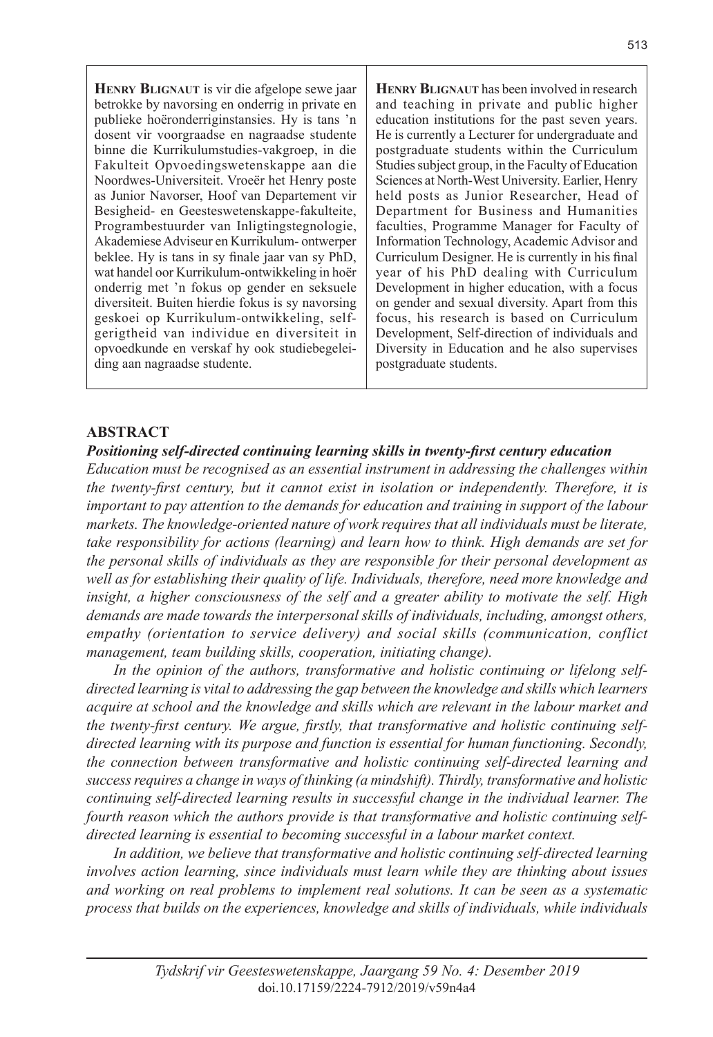**Henry Blignaut** is vir die afgelope sewe jaar betrokke by navorsing en onderrig in private en publieke hoëronderriginstansies. Hy is tans 'n dosent vir voorgraadse en nagraadse studente binne die Kurrikulumstudies-vakgroep, in die Fakulteit Opvoedingswetenskappe aan die Noordwes-Universiteit. Vroeër het Henry poste as Junior Navorser, Hoof van Departement vir Besigheid- en Geesteswetenskappe-fakulteite, Programbestuurder van Inligtingstegnologie, Akademiese Adviseur en Kurrikulum- ontwerper beklee. Hy is tans in sy finale jaar van sy PhD, wat handel oor Kurrikulum-ontwikkeling in hoër onderrig met 'n fokus op gender en seksuele diversiteit. Buiten hierdie fokus is sy navorsing geskoei op Kurrikulum-ontwikkeling, self-gerigtheid van individue en diversiteit in opvoedkunde en verskaf hy ook studiebegeleiding aan nagraadse studente.

**Henry Blignaut** has been involved in research and teaching in private and public higher education institutions for the past seven years. He is currently a Lecturer for undergraduate and postgraduate students within the Curriculum Studies subject group, in the Faculty of Education Sciences at North-West University. Earlier, Henry held posts as Junior Researcher, Head of Department for Business and Humanities faculties, Programme Manager for Faculty of Information Technology, Academic Advisor and Curriculum Designer. He is currently in his final year of his PhD dealing with Curriculum Development in higher education, with a focus on gender and sexual diversity. Apart from this focus, his research is based on Curriculum Development, Self-direction of individuals and Diversity in Education and he also supervises postgraduate students.

## ABSTRACT

***Positioning self-directed continuing learning skills in twenty-first century education***

*Education must be recognised as an essential instrument in addressing the challenges within the twenty-first century, but it cannot exist in isolation or independently. Therefore, it is important to pay attention to the demands for education and training in support of the labour markets. The knowledge-oriented nature of work requires that all individuals must be literate, take responsibility for actions (learning) and learn how to think. High demands are set for the personal skills of individuals as they are responsible for their personal development as well as for establishing their quality of life. Individuals, therefore, need more knowledge and insight, a higher consciousness of the self and a greater ability to motivate the self. High demands are made towards the interpersonal skills of individuals, including, amongst others, empathy (orientation to service delivery) and social skills (communication, conflict management, team building skills, cooperation, initiating change).*

*In the opinion of the authors, transformative and holistic continuing or lifelong self-directed learning is vital to addressing the gap between the knowledge and skills which learners acquire at school and the knowledge and skills which are relevant in the labour market and the twenty-first century. We argue, firstly, that transformative and holistic continuing self-directed learning with its purpose and function is essential for human functioning. Secondly, the connection between transformative and holistic continuing self-directed learning and success requires a change in ways of thinking (a mindshift). Thirdly, transformative and holistic continuing self-directed learning results in successful change in the individual learner. The fourth reason which the authors provide is that transformative and holistic continuing self-directed learning is essential to becoming successful in a labour market context.*

*In addition, we believe that transformative and holistic continuing self-directed learning involves action learning, since individuals must learn while they are thinking about issues and working on real problems to implement real solutions. It can be seen as a systematic process that builds on the experiences, knowledge and skills of individuals, while individuals*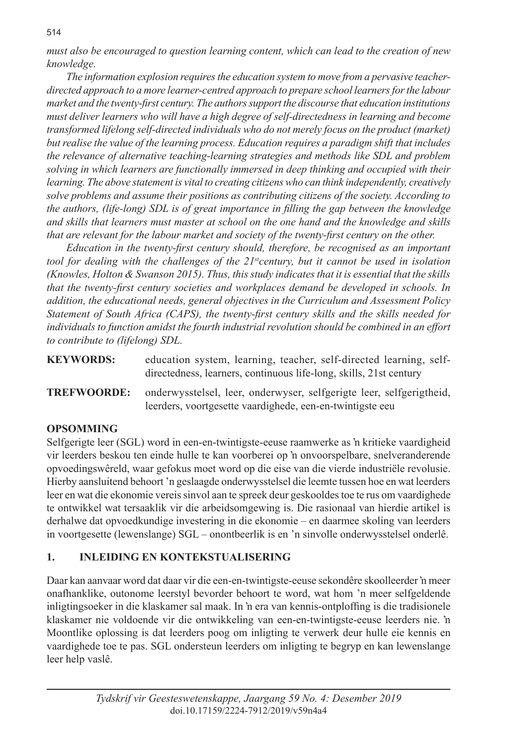*must also be encouraged to question learning content, which can lead to the creation of new knowledge.*

*The information explosion requires the education system to move from a pervasive teacher-directed approach to a more learner-centred approach to prepare school learners for the labour market and the twenty-first century. The authors support the discourse that education institutions must deliver learners who will have a high degree of self-directedness in learning and become transformed lifelong self-directed individuals who do not merely focus on the product (market) but realise the value of the learning process. Education requires a paradigm shift that includes the relevance of alternative teaching-learning strategies and methods like SDL and problem solving in which learners are functionally immersed in deep thinking and occupied with their learning. The above statement is vital to creating citizens who can think independently, creatively solve problems and assume their positions as contributing citizens of the society. According to the authors, (life-long) SDL is of great importance in filling the gap between the knowledge and skills that learners must master at school on the one hand and the knowledge and skills that are relevant for the labour market and society of the twenty-first century on the other.*

*Education in the twenty-first century should, therefore, be recognised as an important tool for dealing with the challenges of the 21st century, but it cannot be used in isolation (Knowles, Holton & Swanson 2015). Thus, this study indicates that it is essential that the skills that the twenty-first century societies and workplaces demand be developed in schools. In addition, the educational needs, general objectives in the Curriculum and Assessment Policy Statement of South Africa (CAPS), the twenty-first century skills and the skills needed for individuals to function amidst the fourth industrial revolution should be combined in an effort to contribute to (lifelong) SDL.*

**KEYWORDS:** education system, learning, teacher, self-directed learning, self-directedness, learners, continuous life-long, skills, 21st century

**TREFWOORDE:** onderwysstelsel, leer, onderwyser, selfgerigte leer, selfgerigtheid, leerders, voortgesette vaardighede, een-en-twintigste eeu

## OPSOMMING

Selfgerigte leer (SGL) word in een-en-twintigste-eeuse raamwerke as 'n kritieke vaardigheid vir leerders beskou ten einde hulle te kan voorberei op 'n onvoorspelbare, snelveranderende opvoedingswêreld, waar gefokus moet word op die eise van die vierde industriële revolusie. Hierby aansluitend behoort 'n geslaagde onderwysstelsel die leemte tussen hoe en wat leerders leer en wat die ekonomie vereis sinvol aan te spreek deur geskooldes toe te rus om vaardighede te ontwikkel wat tersaaklik vir die arbeidsomgewing is. Die rasionaal van hierdie artikel is derhalwe dat opvoedkundige investering in die ekonomie – en daarmee skoling van leerders in voortgesette (lewenslange) SGL – onontbeerlik is en 'n sinvolle onderwysstelsel onderlê.

## 1. INLEIDING EN KONTEKSTUALISERING

Daar kan aanvaar word dat daar vir die een-en-twintigste-eeuse sekondêre skoolleerder 'n meer onafhanklike, outonome leerstyl bevorder behoort te word, wat hom 'n meer selfgeldende inligtingsoeker in die klaskamer sal maak. In 'n era van kennis-ontploffing is die tradisionele klaskamer nie voldoende vir die ontwikkeling van een-en-twintigste-eeuse leerders nie. 'n Moontlike oplossing is dat leerders poog om inligting te verwerk deur hulle eie kennis en vaardighede toe te pas. SGL ondersteun leerders om inligting te begryp en kan lewenslange leer help vaslê.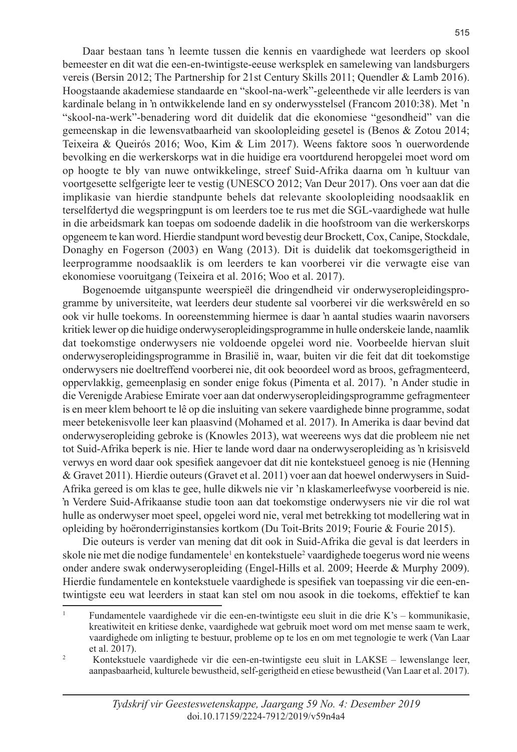Daar bestaan tans ŉ leemte tussen die kennis en vaardighede wat leerders op skool bemeester en dit wat die een-en-twintigste-eeuse werksplek en samelewing van landsburgers vereis (Bersin 2012; The Partnership for 21st Century Skills 2011; Quendler & Lamb 2016). Hoogstaande akademiese standaarde en "skool-na-werk"-geleenthede vir alle leerders is van kardinale belang in ŉ ontwikkelende land en sy onderwysstelsel (Francom 2010:38). Met ŉ "skool-na-werk"-benadering word dit duidelik dat die ekonomiese "gesondheid" van die gemeenskap in die lewensvatbaarheid van skoolopleiding gesetel is (Benos & Zotou 2014; Teixeira & Queirós 2016; Woo, Kim & Lim 2017). Weens faktore soos ŉ ouerwordende bevolking en die werkerskorps wat in die huidige era voortdurend heropgelei moet word om op hoogte te bly van nuwe ontwikkelinge, streef Suid-Afrika daarna om ŉ kultuur van voortgesette selfgerigte leer te vestig (UNESCO 2012; Van Deur 2017). Ons voer aan dat die implikasie van hierdie standpunte behels dat relevante skoolopleiding noodsaaklik en terselfdertyd die wegspringpunt is om leerders toe te rus met die SGL-vaardighede wat hulle in die arbeidsmark kan toepas om sodoende dadelik in die hoofstroom van die werkerskorps opgeneem te kan word. Hierdie standpunt word bevestig deur Brockett, Cox, Canipe, Stockdale, Donaghy en Fogerson (2003) en Wang (2013). Dit is duidelik dat toekomsgerigtheid in leerprogramme noodsaaklik is om leerders te kan voorberei vir die verwagte eise van ekonomiese vooruitgang (Teixeira et al. 2016; Woo et al. 2017).

Bogenoemde uitganspunte weerspieël die dringendheid vir onderwyseropleidingsprogramme by universiteite, wat leerders deur studente sal voorberei vir die werkswêreld en so ook vir hulle toekoms. In ooreenstemming hiermee is daar ŉ aantal studies waarin navorsers kritiek lewer op die huidige onderwyseropleidingsprogramme in hulle onderskeie lande, naamlik dat toekomstige onderwysers nie voldoende opgelei word nie. Voorbeelde hiervan sluit onderwyseropleidingsprogramme in Brasilië in, waar, buiten vir die feit dat dit toekomstige onderwysers nie doeltreffend voorberei nie, dit ook beoordeel word as broos, gefragmenteerd, oppervlakkig, gemeenplasig en sonder enige fokus (Pimenta et al. 2017). 'n Ander studie in die Verenigde Arabiese Emirate voer aan dat onderwyseropleidingsprogramme gefragmenteer is en meer klem behoort te lê op die insluiting van sekere vaardighede binne programme, sodat meer betekenisvolle leer kan plaasvind (Mohamed et al. 2017). In Amerika is daar bevind dat onderwyseropleiding gebroke is (Knowles 2013), wat weereens wys dat die probleem nie net tot Suid-Afrika beperk is nie. Hier te lande word daar na onderwyseropleiding as ŉ krisisveld verwys en word daar ook spesifiek aangevoer dat dit nie kontekstueel genoeg is nie (Henning & Gravet 2011). Hierdie outeurs (Gravet et al. 2011) voer aan dat hoewel onderwysers in Suid-Afrika gereed is om klas te gee, hulle dikwels nie vir 'n klaskamerleefwyse voorbereid is nie. ŉ Verdere Suid-Afrikaanse studie toon aan dat toekomstige onderwysers nie vir die rol wat hulle as onderwyser moet speel, opgelei word nie, veral met betrekking tot modellering wat in opleiding by hoëronderriginstansies kortkom (Du Toit-Brits 2019; Fourie & Fourie 2015).

Die outeurs is verder van mening dat dit ook in Suid-Afrika die geval is dat leerders in skole nie met die nodige fundamentele[1] en kontekstuele[2] vaardighede toegerus word nie weens onder andere swak onderwyseropleiding (Engel-Hills et al. 2009; Heerde & Murphy 2009). Hierdie fundamentele en kontekstuele vaardighede is spesifiek van toepassing vir die een-en-twintigste eeu wat leerders in staat kan stel om nou asook in die toekoms, effektief te kan

[1] Fundamentele vaardighede vir die een-en-twintigste eeu sluit in die drie K's – kommunikasie, kreatiwiteit en kritiese denke, vaardighede wat gebruik moet word om met mense saam te werk, vaardighede om inligting te bestuur, probleme op te los en om met tegnologie te werk (Van Laar et al. 2017).

[2] Kontekstuele vaardighede vir die een-en-twintigste eeu sluit in LAKSE – lewenslange leer, aanpasbaarheid, kulturele bewustheid, self-gerigtheid en etiese bewustheid (Van Laar et al. 2017).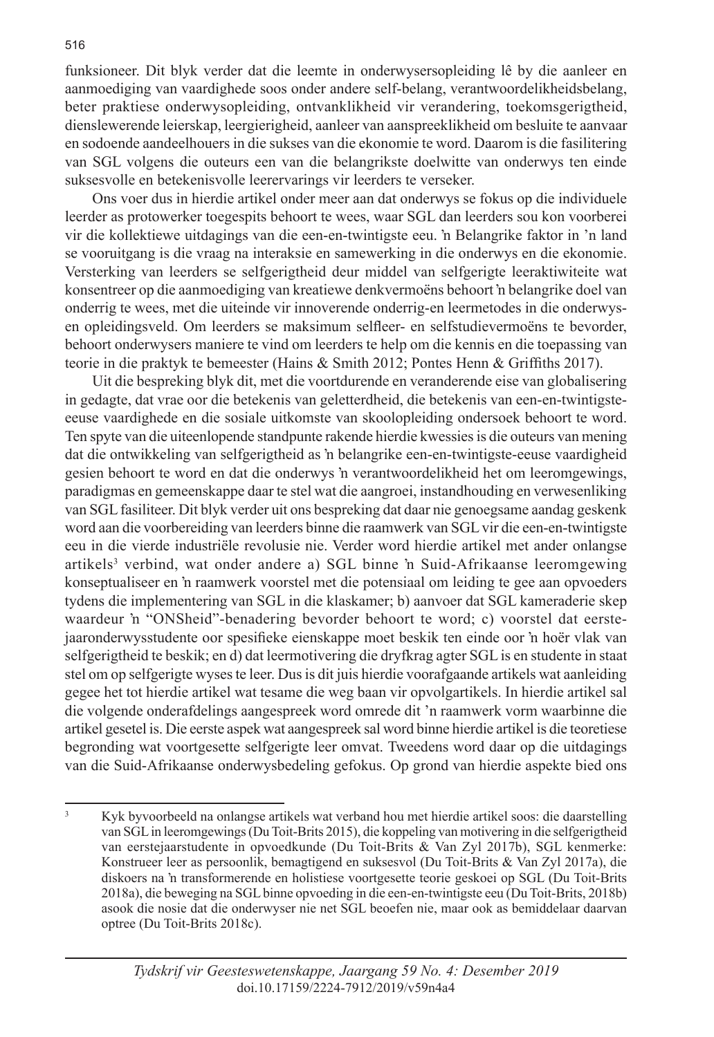funksioneer. Dit blyk verder dat die leemte in onderwysersopleiding lê by die aanleer en aanmoediging van vaardighede soos onder andere self-belang, verantwoordelikheidsbelang, beter praktiese onderwysopleiding, ontvanklikheid vir verandering, toekomsgerigtheid, dienslewerende leierskap, leergierigheid, aanleer van aanspreeklikheid om besluite te aanvaar en sodoende aandeelhouers in die sukses van die ekonomie te word. Daarom is die fasilitering van SGL volgens die outeurs een van die belangrikste doelwitte van onderwys ten einde suksesvolle en betekenisvolle leerervarings vir leerders te verseker.

Ons voer dus in hierdie artikel onder meer aan dat onderwys se fokus op die individuele leerder as protowerker toegespits behoort te wees, waar SGL dan leerders sou kon voorberei vir die kollektiewe uitdagings van die een-en-twintigste eeu. ’n Belangrike faktor in ’n land se vooruitgang is die vraag na interaksie en samewerking in die onderwys en die ekonomie. Versterking van leerders se selfgerigtheid deur middel van selfgerigte leeraktiwiteite wat konsentreer op die aanmoediging van kreatiewe denkvermoëns behoort ’n belangrike doel van onderrig te wees, met die uiteinde vir innoverende onderrig-en leermetodes in die onderwys- en opleidingsveld. Om leerders se maksimum selfleer- en selfstudievermoëns te bevorder, behoort onderwysers maniere te vind om leerders te help om die kennis en die toepassing van teorie in die praktyk te bemeester (Hains & Smith 2012; Pontes Henn & Griffiths 2017).

Uit die bespreking blyk dit, met die voortdurende en veranderende eise van globalisering in gedagte, dat vrae oor die betekenis van geletterdheid, die betekenis van een-en-twintigste-eeuse vaardighede en die sosiale uitkomste van skoolopleiding ondersoek behoort te word. Ten spyte van die uiteenlopende standpunte rakende hierdie kwessies is die outeurs van mening dat die ontwikkeling van selfgerigtheid as ’n belangrike een-en-twintigste-eeuse vaardigheid gesien behoort te word en dat die onderwys ’n verantwoordelikheid het om leeromgewings, paradigmas en gemeenskappe daar te stel wat die aangroei, instandhouding en verwesenliking van SGL fasiliteer. Dit blyk verder uit ons bespreking dat daar nie genoegsame aandag geskenk word aan die voorbereiding van leerders binne die raamwerk van SGL vir die een-en-twintigste eeu in die vierde industriële revolusie nie. Verder word hierdie artikel met ander onlangse artikels[3] verbind, wat onder andere a) SGL binne ’n Suid-Afrikaanse leeromgewing konseptualiseer en ’n raamwerk voorstel met die potensiaal om leiding te gee aan opvoeders tydens die implementering van SGL in die klaskamer; b) aanvoer dat SGL kameraderie skep waardeur ’n “ONSheid”-benadering bevorder behoort te word; c) voorstel dat eerstejaaronderwysstudente oor spesifieke eienskappe moet beskik ten einde oor ’n hoër vlak van selfgerigtheid te beskik; en d) dat leermotivering die dryfkrag agter SGL is en studente in staat stel om op selfgerigte wyses te leer. Dus is dit juis hierdie voorafgaande artikels wat aanleiding gegee het tot hierdie artikel wat tesame die weg baan vir opvolgartikels. In hierdie artikel sal die volgende onderafdelings aangespreek word omrede dit ’n raamwerk vorm waarbinne die artikel gesetel is. Die eerste aspek wat aangespreek sal word binne hierdie artikel is die teoretiese begronding wat voortgesette selfgerigte leer omvat. Tweedens word daar op die uitdagings van die Suid-Afrikaanse onderwysbedeling gefokus. Op grond van hierdie aspekte bied ons

---

[3] Kyk byvoorbeeld na onlangse artikels wat verband hou met hierdie artikel soos: die daarstelling van SGL in leeromgewings (Du Toit-Brits 2015), die koppeling van motivering in die selfgerigtheid van eerstejaarstudente in opvoedkunde (Du Toit-Brits & Van Zyl 2017b), SGL kenmerke: Konstrueer leer as persoonlik, bemagtigend en suksesvol (Du Toit-Brits & Van Zyl 2017a), die diskoers na ’n transformerende en holistiese voortgesette teorie geskoei op SGL (Du Toit-Brits 2018a), die beweging na SGL binne opvoeding in die een-en-twintigste eeu (Du Toit-Brits, 2018b) asook die nosie dat die onderwyser nie net SGL beoefen nie, maar ook as bemiddelaar daarvan optree (Du Toit-Brits 2018c).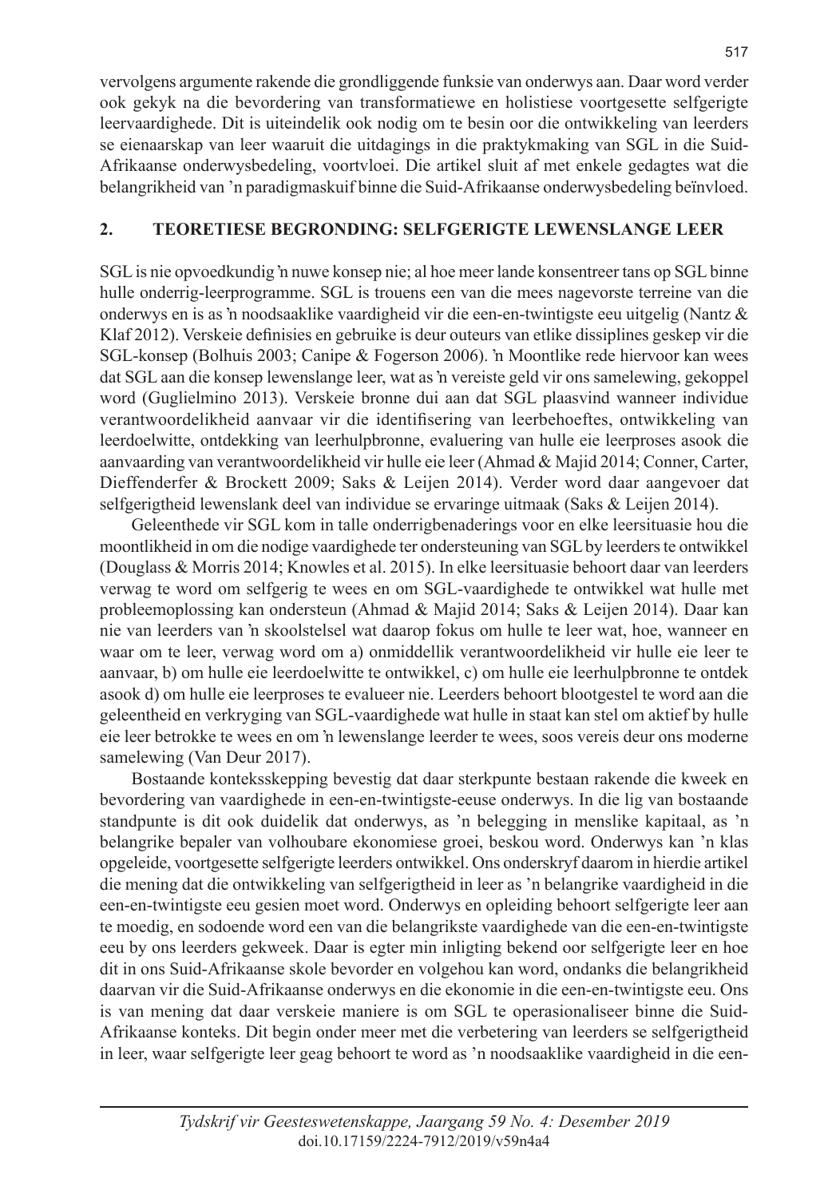vervolgens argumente rakende die grondliggende funksie van onderwys aan. Daar word verder ook gekyk na die bevordering van transformatiewe en holistiese voortgesette selfgerigte leervaardighede. Dit is uiteindelik ook nodig om te besin oor die ontwikkeling van leerders se eienaarskap van leer waaruit die uitdagings in die praktykmaking van SGL in die Suid-Afrikaanse onderwysbedeling, voortvloei. Die artikel sluit af met enkele gedagtes wat die belangrikheid van 'n paradigmaskuif binne die Suid-Afrikaanse onderwysbedeling beïnvloed.

## 2. TEORETIESE BEGRONDING: SELFGERIGTE LEWENSLANGE LEER

SGL is nie opvoedkundig 'n nuwe konsep nie; al hoe meer lande konsentreer tans op SGL binne hulle onderrig-leerprogramme. SGL is trouens een van die mees nagevorste terreine van die onderwys en is as 'n noodsaaklike vaardigheid vir die een-en-twintigste eeu uitgelig (Nantz & Klaf 2012). Verskeie definisies en gebruike is deur outeurs van etlike dissiplines geskep vir die SGL-konsep (Bolhuis 2003; Canipe & Fogerson 2006). 'n Moontlike rede hiervoor kan wees dat SGL aan die konsep lewenslange leer, wat as 'n vereiste geld vir ons samelewing, gekoppel word (Guglielmino 2013). Verskeie bronne dui aan dat SGL plaasvind wanneer individue verantwoordelikheid aanvaar vir die identifisering van leerbehoeftes, ontwikkeling van leerdoelwitte, ontdekking van leerhulpbronne, evaluering van hulle eie leerproses asook die aanvaarding van verantwoordelikheid vir hulle eie leer (Ahmad & Majid 2014; Conner, Carter, Dieffenderfer & Brockett 2009; Saks & Leijen 2014). Verder word daar aangevoer dat selfgerigtheid lewenslank deel van individue se ervaringe uitmaak (Saks & Leijen 2014).

Geleenthede vir SGL kom in talle onderrigbenaderings voor en elke leersituasie hou die moontlikheid in om die nodige vaardighede ter ondersteuning van SGL by leerders te ontwikkel (Douglass & Morris 2014; Knowles et al. 2015). In elke leersituasie behoort daar van leerders verwag te word om selfgerig te wees en om SGL-vaardighede te ontwikkel wat hulle met probleemoplossing kan ondersteun (Ahmad & Majid 2014; Saks & Leijen 2014). Daar kan nie van leerders van 'n skoolstelsel wat daarop fokus om hulle te leer wat, hoe, wanneer en waar om te leer, verwag word om a) onmiddellik verantwoordelikheid vir hulle eie leer te aanvaar, b) om hulle eie leerdoelwitte te ontwikkel, c) om hulle eie leerhulpbronne te ontdek asook d) om hulle eie leerproses te evalueer nie. Leerders behoort blootgestel te word aan die geleentheid en verkryging van SGL-vaardighede wat hulle in staat kan stel om aktief by hulle eie leer betrokke te wees en om 'n lewenslange leerder te wees, soos vereis deur ons moderne samelewing (Van Deur 2017).

Bostaande konteksskepping bevestig dat daar sterkpunte bestaan rakende die kweek en bevordering van vaardighede in een-en-twintigste-eeuse onderwys. In die lig van bostaande standpunte is dit ook duidelik dat onderwys, as 'n belegging in menslike kapitaal, as 'n belangrike bepaler van volhoubare ekonomiese groei, beskou word. Onderwys kan 'n klas opgeleide, voortgesette selfgerigte leerders ontwikkel. Ons onderskryf daarom in hierdie artikel die mening dat die ontwikkeling van selfgerigtheid in leer as 'n belangrike vaardigheid in die een-en-twintigste eeu gesien moet word. Onderwys en opleiding behoort selfgerigte leer aan te moedig, en sodoende word een van die belangrikste vaardighede van die een-en-twintigste eeu by ons leerders gekweek. Daar is egter min inligting bekend oor selfgerigte leer en hoe dit in ons Suid-Afrikaanse skole bevorder en volgehou kan word, ondanks die belangrikheid daarvan vir die Suid-Afrikaanse onderwys en die ekonomie in die een-en-twintigste eeu. Ons is van mening dat daar verskeie maniere is om SGL te operasionaliseer binne die Suid-Afrikaanse konteks. Dit begin onder meer met die verbetering van leerders se selfgerigtheid in leer, waar selfgerigte leer geag behoort te word as 'n noodsaaklike vaardigheid in die een-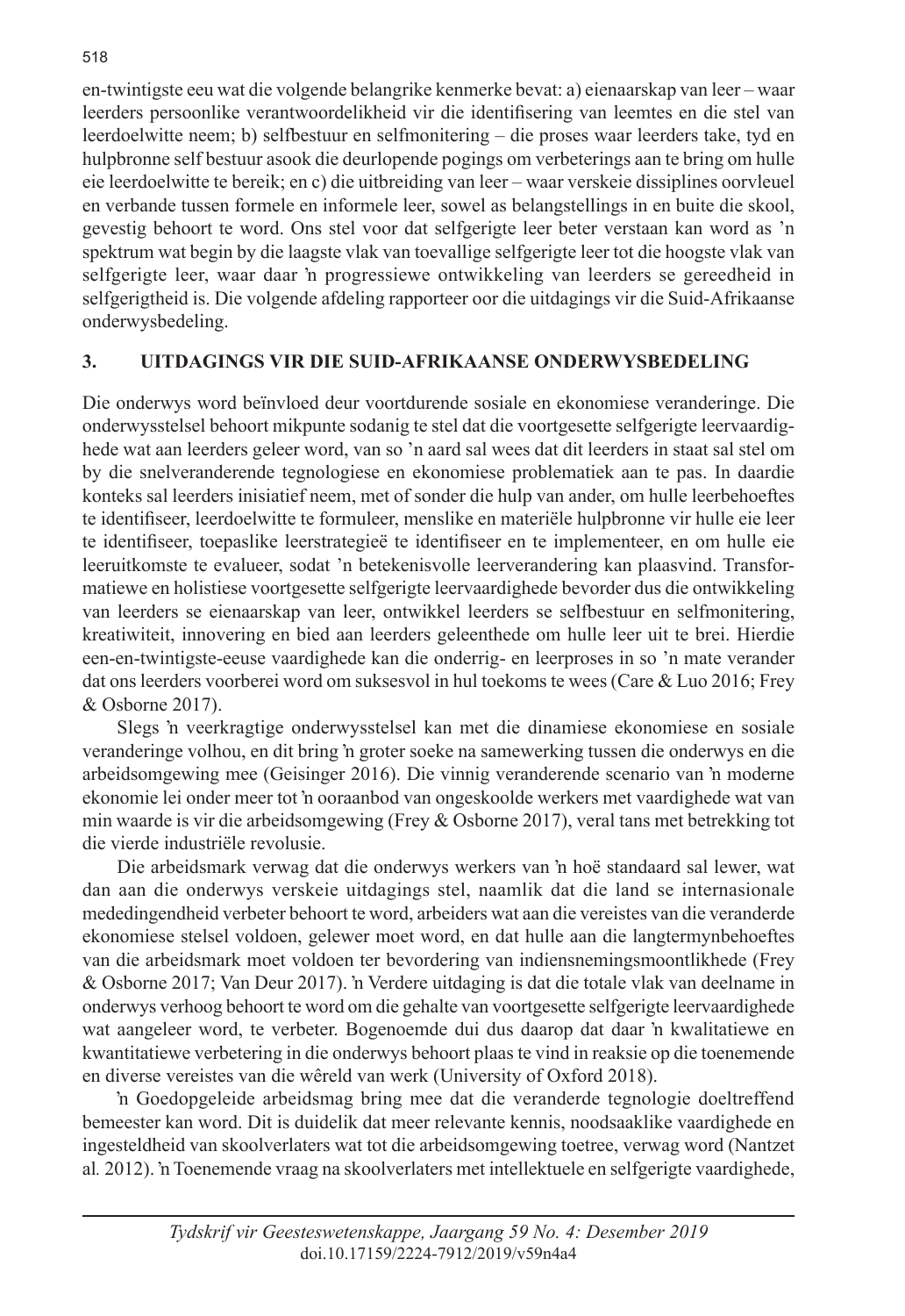en-twintigste eeu wat die volgende belangrike kenmerke bevat: a) eienaarskap van leer – waar leerders persoonlike verantwoordelikheid vir die identifisering van leemtes en die stel van leerdoelwitte neem; b) selfbestuur en selfmonitering – die proses waar leerders take, tyd en hulpbronne self bestuur asook die deurlopende pogings om verbeterings aan te bring om hulle eie leerdoelwitte te bereik; en c) die uitbreiding van leer – waar verskeie dissiplines oorvleuel en verbande tussen formele en informele leer, sowel as belangstellings in en buite die skool, gevestig behoort te word. Ons stel voor dat selfgerigte leer beter verstaan kan word as 'n spektrum wat begin by die laagste vlak van toevallige selfgerigte leer tot die hoogste vlak van selfgerigte leer, waar daar 'n progressiewe ontwikkeling van leerders se gereedheid in selfgerigtheid is. Die volgende afdeling rapporteer oor die uitdagings vir die Suid-Afrikaanse onderwysbedeling.

## 3. UITDAGINGS VIR DIE SUID-AFRIKAANSE ONDERWYSBEDELING

Die onderwys word beïnvloed deur voortdurende sosiale en ekonomiese veranderinge. Die onderwysstelsel behoort mikpunte sodanig te stel dat die voortgesette selfgerigte leervaardighede wat aan leerders geleer word, van so 'n aard sal wees dat dit leerders in staat sal stel om by die snelveranderende tegnologiese en ekonomiese problematiek aan te pas. In daardie konteks sal leerders inisiatief neem, met of sonder die hulp van ander, om hulle leerbehoeftes te identifiseer, leerdoelwitte te formuleer, menslike en materiële hulpbronne vir hulle eie leer te identifiseer, toepaslike leerstrategieë te identifiseer en te implementeer, en om hulle eie leeruitkomste te evalueer, sodat 'n betekenisvolle leerverandering kan plaasvind. Transformatiewe en holistiese voortgesette selfgerigte leervaardighede bevorder dus die ontwikkeling van leerders se eienaarskap van leer, ontwikkel leerders se selfbestuur en selfmonitering, kreatiwiteit, innovering en bied aan leerders geleenthede om hulle leer uit te brei. Hierdie een-en-twintigste-eeuse vaardighede kan die onderrig- en leerproses in so 'n mate verander dat ons leerders voorberei word om suksesvol in hul toekoms te wees (Care & Luo 2016; Frey & Osborne 2017).

Slegs 'n veerkragtige onderwysstelsel kan met die dinamiese ekonomiese en sosiale veranderinge volhou, en dit bring 'n groter soeke na samewerking tussen die onderwys en die arbeidsomgewing mee (Geisinger 2016). Die vinnig veranderende scenario van 'n moderne ekonomie lei onder meer tot 'n ooraanbod van ongeskoolde werkers met vaardighede wat van min waarde is vir die arbeidsomgewing (Frey & Osborne 2017), veral tans met betrekking tot die vierde industriële revolusie.

Die arbeidsmark verwag dat die onderwys werkers van 'n hoë standaard sal lewer, wat dan aan die onderwys verskeie uitdagings stel, naamlik dat die land se internasionale mededingendheid verbeter behoort te word, arbeiders wat aan die vereistes van die veranderde ekonomiese stelsel voldoen, gelewer moet word, en dat hulle aan die langtermynbehoeftes van die arbeidsmark moet voldoen ter bevordering van indiensnemingsmoontlikhede (Frey & Osborne 2017; Van Deur 2017). 'n Verdere uitdaging is dat die totale vlak van deelname in onderwys verhoog behoort te word om die gehalte van voortgesette selfgerigte leervaardighede wat aangeleer word, te verbeter. Bogenoemde dui dus daarop dat daar 'n kwalitatiewe en kwantitatiewe verbetering in die onderwys behoort plaas te vind in reaksie op die toenemende en diverse vereistes van die wêreld van werk (University of Oxford 2018).

'n Goedopgeleide arbeidsmag bring mee dat die veranderde tegnologie doeltreffend bemeester kan word. Dit is duidelik dat meer relevante kennis, noodsaaklike vaardighede en ingesteldheid van skoolverlaters wat tot die arbeidsomgewing toetree, verwag word (Nantzet al*.* 2012). 'n Toenemende vraag na skoolverlaters met intellektuele en selfgerigte vaardighede,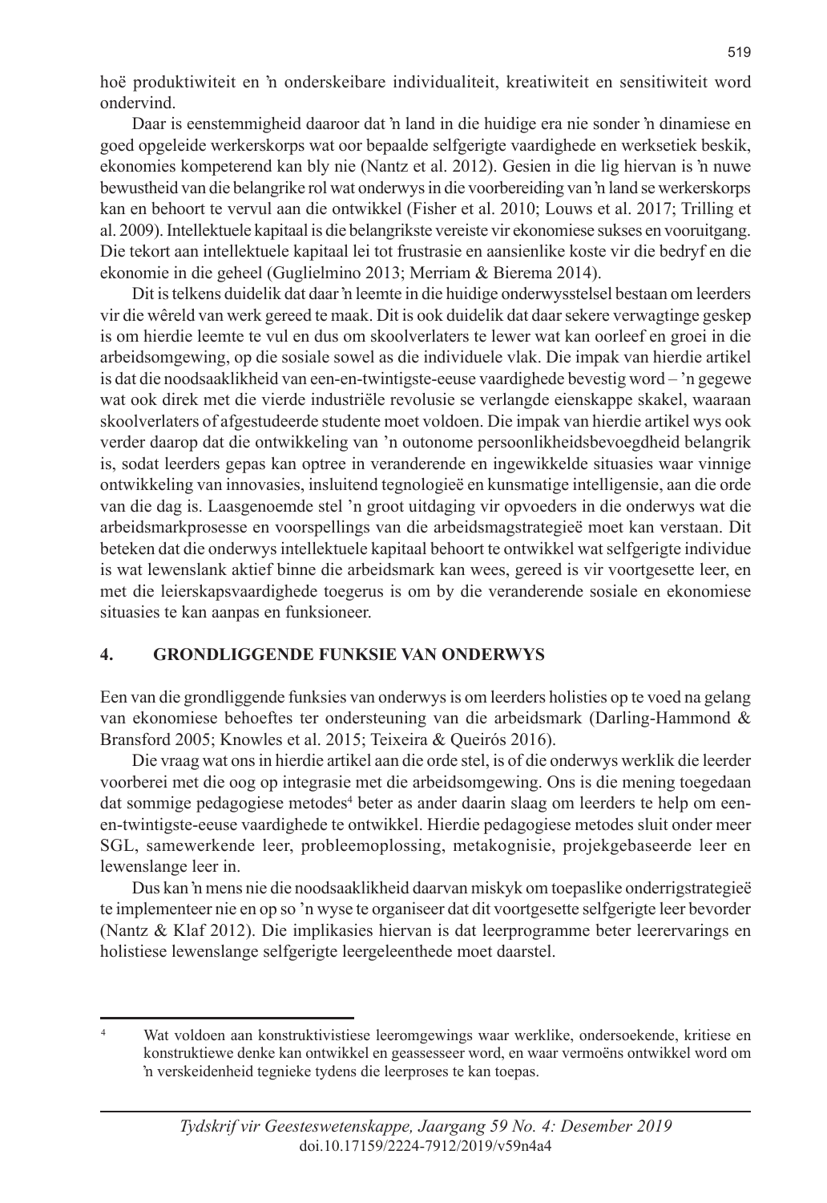hoë produktiwiteit en 'n onderskeibare individualiteit, kreatiwiteit en sensitiwiteit word ondervind.

Daar is eenstemmigheid daaroor dat 'n land in die huidige era nie sonder 'n dinamiese en goed opgeleide werkerskorps wat oor bepaalde selfgerigte vaardighede en werksetiek beskik, ekonomies kompeterend kan bly nie (Nantz et al. 2012). Gesien in die lig hiervan is 'n nuwe bewustheid van die belangrike rol wat onderwys in die voorbereiding van 'n land se werkerskorps kan en behoort te vervul aan die ontwikkel (Fisher et al. 2010; Louws et al. 2017; Trilling et al. 2009). Intellektuele kapitaal is die belangrikste vereiste vir ekonomiese sukses en vooruitgang. Die tekort aan intellektuele kapitaal lei tot frustrasie en aansienlike koste vir die bedryf en die ekonomie in die geheel (Guglielmino 2013; Merriam & Bierema 2014).

Dit is telkens duidelik dat daar 'n leemte in die huidige onderwysstelsel bestaan om leerders vir die wêreld van werk gereed te maak. Dit is ook duidelik dat daar sekere verwagtinge geskep is om hierdie leemte te vul en dus om skoolverlaters te lewer wat kan oorleef en groei in die arbeidsomgewing, op die sosiale sowel as die individuele vlak. Die impak van hierdie artikel is dat die noodsaaklikheid van een-en-twintigste-eeuse vaardighede bevestig word – 'n gegewe wat ook direk met die vierde industriële revolusie se verlangde eienskappe skakel, waaraan skoolverlaters of afgestudeerde studente moet voldoen. Die impak van hierdie artikel wys ook verder daarop dat die ontwikkeling van 'n outonome persoonlikheidsbevoegdheid belangrik is, sodat leerders gepas kan optree in veranderende en ingewikkelde situasies waar vinnige ontwikkeling van innovasies, insluitend tegnologieë en kunsmatige intelligensie, aan die orde van die dag is. Laasgenoemde stel 'n groot uitdaging vir opvoeders in die onderwys wat die arbeidsmarkprosesse en voorspellings van die arbeidsmagstrategieë moet kan verstaan. Dit beteken dat die onderwys intellektuele kapitaal behoort te ontwikkel wat selfgerigte individue is wat lewenslank aktief binne die arbeidsmark kan wees, gereed is vir voortgesette leer, en met die leierskapsvaardighede toegerus is om by die veranderende sosiale en ekonomiese situasies te kan aanpas en funksioneer.

## 4. GRONDLIGGENDE FUNKSIE VAN ONDERWYS

Een van die grondliggende funksies van onderwys is om leerders holisties op te voed na gelang van ekonomiese behoeftes ter ondersteuning van die arbeidsmark (Darling-Hammond & Bransford 2005; Knowles et al. 2015; Teixeira & Queirós 2016).

Die vraag wat ons in hierdie artikel aan die orde stel, is of die onderwys werklik die leerder voorberei met die oog op integrasie met die arbeidsomgewing. Ons is die mening toegedaan dat sommige pedagogiese metodes[4] beter as ander daarin slaag om leerders te help om een-en-twintigste-eeuse vaardighede te ontwikkel. Hierdie pedagogiese metodes sluit onder meer SGL, samewerkende leer, probleemoplossing, metakognisie, projekgebaseerde leer en lewenslange leer in.

Dus kan 'n mens nie die noodsaaklikheid daarvan miskyk om toepaslike onderrigstrategieë te implementeer nie en op so 'n wyse te organiseer dat dit voortgesette selfgerigte leer bevorder (Nantz & Klaf 2012). Die implikasies hiervan is dat leerprogramme beter leerervarings en holistiese lewenslange selfgerigte leergeleenthede moet daarstel.

---

[4] Wat voldoen aan konstruktivistiese leeromgewings waar werklike, ondersoekende, kritiese en konstruktiewe denke kan ontwikkel en geassesseer word, en waar vermoëns ontwikkel word om 'n verskeidenheid tegnieke tydens die leerproses te kan toepas.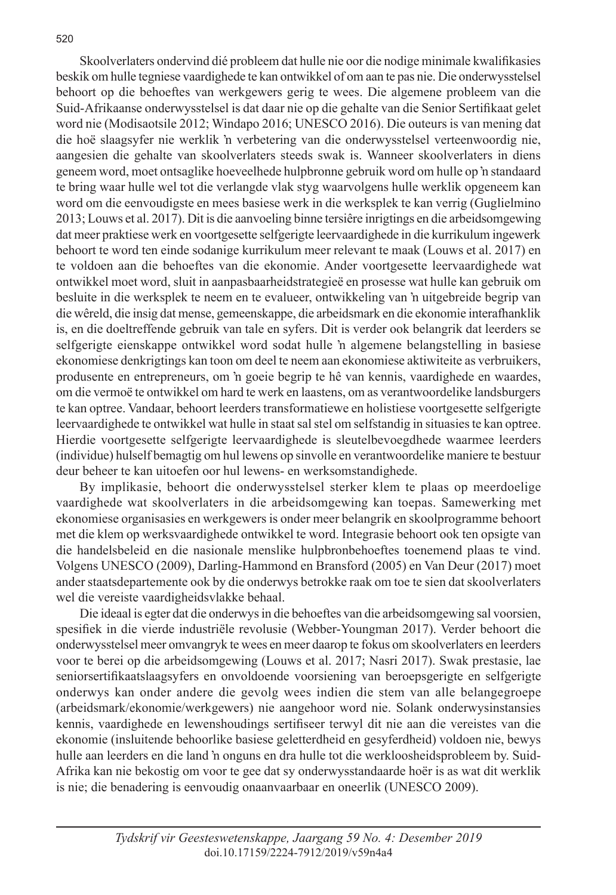Skoolverlaters ondervind dié probleem dat hulle nie oor die nodige minimale kwalifikasies beskik om hulle tegniese vaardighede te kan ontwikkel of om aan te pas nie. Die onderwysstelsel behoort op die behoeftes van werkgewers gerig te wees. Die algemene probleem van die Suid-Afrikaanse onderwysstelsel is dat daar nie op die gehalte van die Senior Sertifikaat gelet word nie (Modisaotsile 2012; Windapo 2016; UNESCO 2016). Die outeurs is van mening dat die hoë slaagsyfer nie werklik 'n verbetering van die onderwysstelsel verteenwoordig nie, aangesien die gehalte van skoolverlaters steeds swak is. Wanneer skoolverlaters in diens geneem word, moet ontsaglike hoeveelhede hulpbronne gebruik word om hulle op 'n standaard te bring waar hulle wel tot die verlangde vlak styg waarvolgens hulle werklik opgeneem kan word om die eenvoudigste en mees basiese werk in die werksplek te kan verrig (Guglielmino 2013; Louws et al. 2017). Dit is die aanvoeling binne tersiêre inrigtings en die arbeidsomgewing dat meer praktiese werk en voortgesette selfgerigte leervaardighede in die kurrikulum ingewerk behoort te word ten einde sodanige kurrikulum meer relevant te maak (Louws et al. 2017) en te voldoen aan die behoeftes van die ekonomie. Ander voortgesette leervaardighede wat ontwikkel moet word, sluit in aanpasbaarheidstrategieë en prosesse wat hulle kan gebruik om besluite in die werksplek te neem en te evalueer, ontwikkeling van 'n uitgebreide begrip van die wêreld, die insig dat mense, gemeenskappe, die arbeidsmark en die ekonomie interafhanklik is, en die doeltreffende gebruik van tale en syfers. Dit is verder ook belangrik dat leerders se selfgerigte eienskappe ontwikkel word sodat hulle 'n algemene belangstelling in basiese ekonomiese denkrigtings kan toon om deel te neem aan ekonomiese aktiwiteite as verbruikers, produsente en entrepreneurs, om 'n goeie begrip te hê van kennis, vaardighede en waardes, om die vermoë te ontwikkel om hard te werk en laastens, om as verantwoordelike landsburgers te kan optree. Vandaar, behoort leerders transformatiewe en holistiese voortgesette selfgerigte leervaardighede te ontwikkel wat hulle in staat sal stel om selfstandig in situasies te kan optree. Hierdie voortgesette selfgerigte leervaardighede is sleutelbevoegdhede waarmee leerders (individue) hulself bemagtig om hul lewens op sinvolle en verantwoordelike maniere te bestuur deur beheer te kan uitoefen oor hul lewens- en werksomstandighede.

By implikasie, behoort die onderwysstelsel sterker klem te plaas op meerdoelige vaardighede wat skoolverlaters in die arbeidsomgewing kan toepas. Samewerking met ekonomiese organisasies en werkgewers is onder meer belangrik en skoolprogramme behoort met die klem op werksvaardighede ontwikkel te word. Integrasie behoort ook ten opsigte van die handelsbeleid en die nasionale menslike hulpbronbehoeftes toenemend plaas te vind. Volgens UNESCO (2009), Darling-Hammond en Bransford (2005) en Van Deur (2017) moet ander staatsdepartemente ook by die onderwys betrokke raak om toe te sien dat skoolverlaters wel die vereiste vaardigheidsvlakke behaal.

Die ideaal is egter dat die onderwys in die behoeftes van die arbeidsomgewing sal voorsien, spesifiek in die vierde industriële revolusie (Webber-Youngman 2017). Verder behoort die onderwysstelsel meer omvangryk te wees en meer daarop te fokus om skoolverlaters en leerders voor te berei op die arbeidsomgewing (Louws et al. 2017; Nasri 2017). Swak prestasie, lae seniorsertifikaatslaagsyfers en onvoldoende voorsiening van beroepsgerigte en selfgerigte onderwys kan onder andere die gevolg wees indien die stem van alle belangegroepe (arbeidsmark/ekonomie/werkgewers) nie aangehoor word nie. Solank onderwysinstansies kennis, vaardighede en lewenshoudings sertifiseer terwyl dit nie aan die vereistes van die ekonomie (insluitende behoorlike basiese geletterdheid en gesyferdheid) voldoen nie, bewys hulle aan leerders en die land 'n onguns en dra hulle tot die werkloosheidsprobleem by. Suid-Afrika kan nie bekostig om voor te gee dat sy onderwysstandaarde hoër is as wat dit werklik is nie; die benadering is eenvoudig onaanvaarbaar en oneerlik (UNESCO 2009).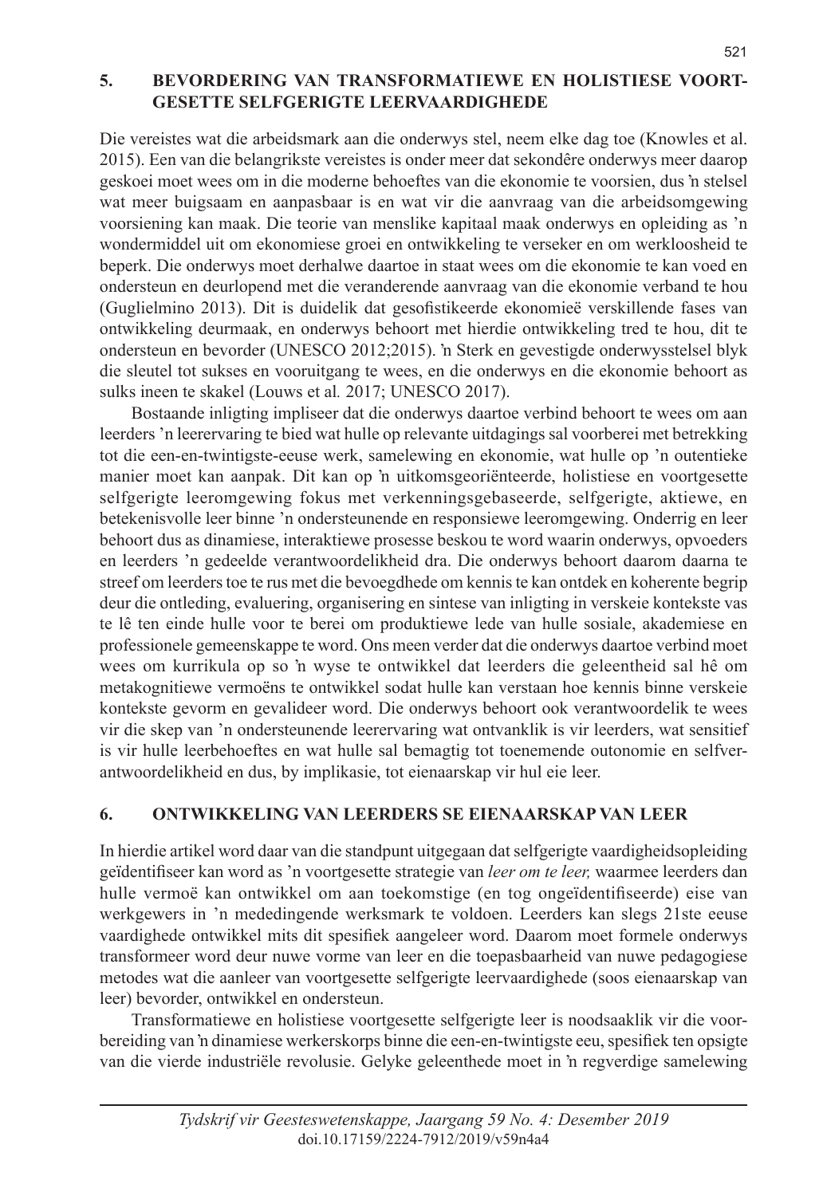## 5. BEVORDERING VAN TRANSFORMATIEWE EN HOLISTIESE VOORTGESETTE SELFGERIGTE LEERVAARDIGHEDE

Die vereistes wat die arbeidsmark aan die onderwys stel, neem elke dag toe (Knowles et al. 2015). Een van die belangrikste vereistes is onder meer dat sekondêre onderwys meer daarop geskoei moet wees om in die moderne behoeftes van die ekonomie te voorsien, dus 'n stelsel wat meer buigsaam en aanpasbaar is en wat vir die aanvraag van die arbeidsomgewing voorsiening kan maak. Die teorie van menslike kapitaal maak onderwys en opleiding as 'n wondermiddel uit om ekonomiese groei en ontwikkeling te verseker en om werkloosheid te beperk. Die onderwys moet derhalwe daartoe in staat wees om die ekonomie te kan voed en ondersteun en deurlopend met die veranderende aanvraag van die ekonomie verband te hou (Guglielmino 2013). Dit is duidelik dat gesofistikeerde ekonomieë verskillende fases van ontwikkeling deurmaak, en onderwys behoort met hierdie ontwikkeling tred te hou, dit te ondersteun en bevorder (UNESCO 2012;2015). 'n Sterk en gevestigde onderwysstelsel blyk die sleutel tot sukses en vooruitgang te wees, en die onderwys en die ekonomie behoort as sulks ineen te skakel (Louws et al*.* 2017; UNESCO 2017).

Bostaande inligting impliseer dat die onderwys daartoe verbind behoort te wees om aan leerders 'n leerervaring te bied wat hulle op relevante uitdagings sal voorberei met betrekking tot die een-en-twintigste-eeuse werk, samelewing en ekonomie, wat hulle op 'n outentieke manier moet kan aanpak. Dit kan op 'n uitkomsgeoriënteerde, holistiese en voortgesette selfgerigte leeromgewing fokus met verkenningsgebaseerde, selfgerigte, aktiewe, en betekenisvolle leer binne 'n ondersteunende en responsiewe leeromgewing. Onderrig en leer behoort dus as dinamiese, interaktiewe prosesse beskou te word waarin onderwys, opvoeders en leerders 'n gedeelde verantwoordelikheid dra. Die onderwys behoort daarom daarna te streef om leerders toe te rus met die bevoegdhede om kennis te kan ontdek en koherente begrip deur die ontleding, evaluering, organisering en sintese van inligting in verskeie kontekste vas te lê ten einde hulle voor te berei om produktiewe lede van hulle sosiale, akademiese en professionele gemeenskappe te word. Ons meen verder dat die onderwys daartoe verbind moet wees om kurrikula op so 'n wyse te ontwikkel dat leerders die geleentheid sal hê om metakognitiewe vermoëns te ontwikkel sodat hulle kan verstaan hoe kennis binne verskeie kontekste gevorm en gevalideer word. Die onderwys behoort ook verantwoordelik te wees vir die skep van 'n ondersteunende leerervaring wat ontvanklik is vir leerders, wat sensitief is vir hulle leerbehoeftes en wat hulle sal bemagtig tot toenemende outonomie en selfverantwoordelikheid en dus, by implikasie, tot eienaarskap vir hul eie leer.

## 6. ONTWIKKELING VAN LEERDERS SE EIENAARSKAP VAN LEER

In hierdie artikel word daar van die standpunt uitgegaan dat selfgerigte vaardigheidsopleiding geïdentifiseer kan word as 'n voortgesette strategie van *leer om te leer,* waarmee leerders dan hulle vermoë kan ontwikkel om aan toekomstige (en tog ongeïdentifiseerde) eise van werkgewers in 'n mededingende werksmark te voldoen. Leerders kan slegs 21ste eeuse vaardighede ontwikkel mits dit spesifiek aangeleer word. Daarom moet formele onderwys transformeer word deur nuwe vorme van leer en die toepasbaarheid van nuwe pedagogiese metodes wat die aanleer van voortgesette selfgerigte leervaardighede (soos eienaarskap van leer) bevorder, ontwikkel en ondersteun.

Transformatiewe en holistiese voortgesette selfgerigte leer is noodsaaklik vir die voorbereiding van 'n dinamiese werkerskorps binne die een-en-twintigste eeu, spesifiek ten opsigte van die vierde industriële revolusie. Gelyke geleenthede moet in 'n regverdige samelewing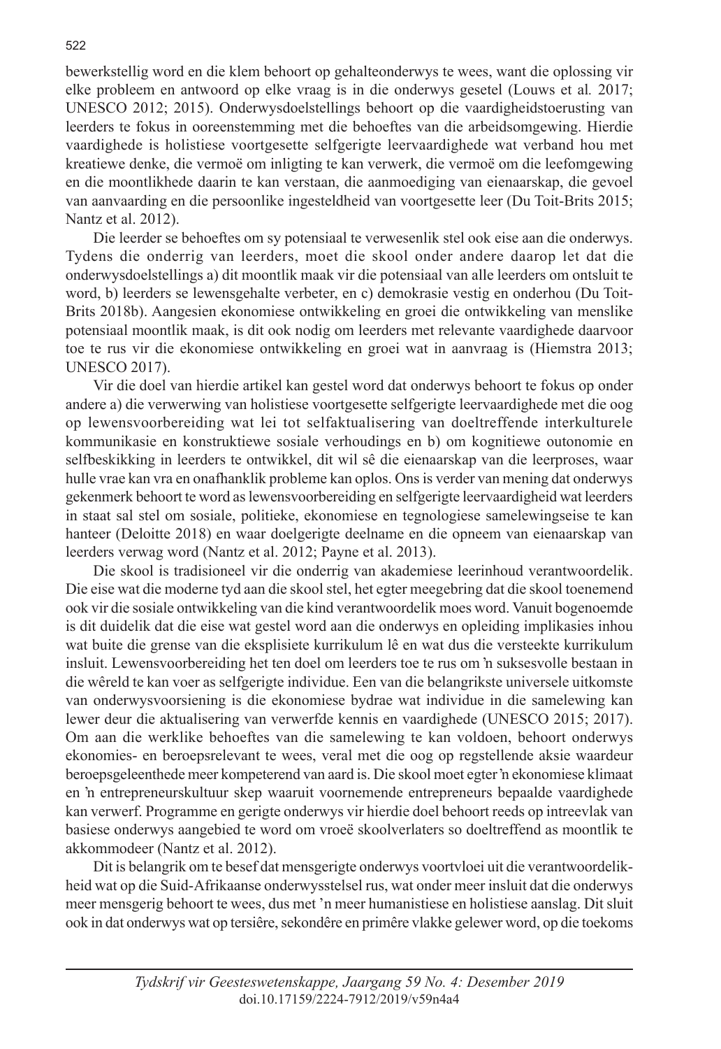bewerkstellig word en die klem behoort op gehalteonderwys te wees, want die oplossing vir elke probleem en antwoord op elke vraag is in die onderwys gesetel (Louws et al. 2017; UNESCO 2012; 2015). Onderwysdoelstellings behoort op die vaardigheidstoerusting van leerders te fokus in ooreenstemming met die behoeftes van die arbeidsomgewing. Hierdie vaardighede is holistiese voortgesette selfgerigte leervaardighede wat verband hou met kreatiewe denke, die vermoë om inligting te kan verwerk, die vermoë om die leefomgewing en die moontlikhede daarin te kan verstaan, die aanmoediging van eienaarskap, die gevoel van aanvaarding en die persoonlike ingesteldheid van voortgesette leer (Du Toit-Brits 2015; Nantz et al. 2012).

Die leerder se behoeftes om sy potensiaal te verwesenlik stel ook eise aan die onderwys. Tydens die onderrig van leerders, moet die skool onder andere daarop let dat die onderwysdoelstellings a) dit moontlik maak vir die potensiaal van alle leerders om ontsluit te word, b) leerders se lewensgehalte verbeter, en c) demokrasie vestig en onderhou (Du Toit-Brits 2018b). Aangesien ekonomiese ontwikkeling en groei die ontwikkeling van menslike potensiaal moontlik maak, is dit ook nodig om leerders met relevante vaardighede daarvoor toe te rus vir die ekonomiese ontwikkeling en groei wat in aanvraag is (Hiemstra 2013; UNESCO 2017).

Vir die doel van hierdie artikel kan gestel word dat onderwys behoort te fokus op onder andere a) die verwerwing van holistiese voortgesette selfgerigte leervaardighede met die oog op lewensvoorbereiding wat lei tot selfaktualisering van doeltreffende interkulturele kommunikasie en konstruktiewe sosiale verhoudings en b) om kognitiewe outonomie en selfbeskikking in leerders te ontwikkel, dit wil sê die eienaarskap van die leerproses, waar hulle vrae kan vra en onafhanklik probleme kan oplos. Ons is verder van mening dat onderwys gekenmerk behoort te word as lewensvoorbereiding en selfgerigte leervaardigheid wat leerders in staat sal stel om sosiale, politieke, ekonomiese en tegnologiese samelewingseise te kan hanteer (Deloitte 2018) en waar doelgerigte deelname en die opneem van eienaarskap van leerders verwag word (Nantz et al. 2012; Payne et al. 2013).

Die skool is tradisioneel vir die onderrig van akademiese leerinhoud verantwoordelik. Die eise wat die moderne tyd aan die skool stel, het egter meegebring dat die skool toenemend ook vir die sosiale ontwikkeling van die kind verantwoordelik moes word. Vanuit bogenoemde is dit duidelik dat die eise wat gestel word aan die onderwys en opleiding implikasies inhou wat buite die grense van die eksplisiete kurrikulum lê en wat dus die versteekte kurrikulum insluit. Lewensvoorbereiding het ten doel om leerders toe te rus om 'n suksesvolle bestaan in die wêreld te kan voer as selfgerigte individue. Een van die belangrikste universele uitkomste van onderwysvoorsiening is die ekonomiese bydrae wat individue in die samelewing kan lewer deur die aktualisering van verwerfde kennis en vaardighede (UNESCO 2015; 2017). Om aan die werklike behoeftes van die samelewing te kan voldoen, behoort onderwys ekonomies- en beroepsrelevant te wees, veral met die oog op regstellende aksie waardeur beroepsgeleenthede meer kompeterend van aard is. Die skool moet egter 'n ekonomiese klimaat en 'n entrepreneurskultuur skep waaruit voornemende entrepreneurs bepaalde vaardighede kan verwerf. Programme en gerigte onderwys vir hierdie doel behoort reeds op intreevlak van basiese onderwys aangebied te word om vroeë skoolverlaters so doeltreffend as moontlik te akkommodeer (Nantz et al. 2012).

Dit is belangrik om te besef dat mensgerigte onderwys voortvloei uit die verantwoordelikheid wat op die Suid-Afrikaanse onderwysstelsel rus, wat onder meer insluit dat die onderwys meer mensgerig behoort te wees, dus met 'n meer humanistiese en holistiese aanslag. Dit sluit ook in dat onderwys wat op tersiêre, sekondêre en primêre vlakke gelewer word, op die toekoms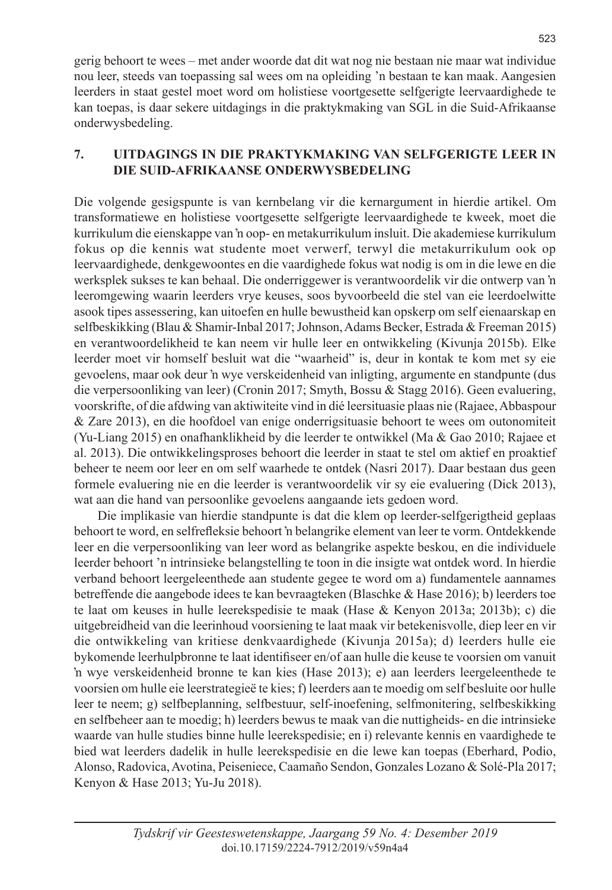gerig behoort te wees – met ander woorde dat dit wat nog nie bestaan nie maar wat individue nou leer, steeds van toepassing sal wees om na opleiding 'n bestaan te kan maak. Aangesien leerders in staat gestel moet word om holistiese voortgesette selfgerigte leervaardighede te kan toepas, is daar sekere uitdagings in die praktykmaking van SGL in die Suid-Afrikaanse onderwysbedeling.

## 7. UITDAGINGS IN DIE PRAKTYKMAKING VAN SELFGERIGTE LEER IN DIE SUID-AFRIKAANSE ONDERWYSBEDELING

Die volgende gesigspunte is van kernbelang vir die kernargument in hierdie artikel. Om transformatiewe en holistiese voortgesette selfgerigte leervaardighede te kweek, moet die kurrikulum die eienskappe van 'n oop- en metakurrikulum insluit. Die akademiese kurrikulum fokus op die kennis wat studente moet verwerf, terwyl die metakurrikulum ook op leervaardighede, denkgewoontes en die vaardighede fokus wat nodig is om in die lewe en die werksplek sukses te kan behaal. Die onderriggewer is verantwoordelik vir die ontwerp van 'n leeromgewing waarin leerders vrye keuses, soos byvoorbeeld die stel van eie leerdoelwitte asook tipes assessering, kan uitoefen en hulle bewustheid kan opskerp om self eienaarskap en selfbeskikking (Blau & Shamir-Inbal 2017; Johnson, Adams Becker, Estrada & Freeman 2015) en verantwoordelikheid te kan neem vir hulle leer en ontwikkeling (Kivunja 2015b). Elke leerder moet vir homself besluit wat die "waarheid" is, deur in kontak te kom met sy eie gevoelens, maar ook deur 'n wye verskeidenheid van inligting, argumente en standpunte (dus die verpersoonliking van leer) (Cronin 2017; Smyth, Bossu & Stagg 2016). Geen evaluering, voorskrifte, of die afdwing van aktiwiteite vind in dié leersituasie plaas nie (Rajaee, Abbaspour & Zare 2013), en die hoofdoel van enige onderrigsituasie behoort te wees om outonomiteit (Yu-Liang 2015) en onafhanklikheid by die leerder te ontwikkel (Ma & Gao 2010; Rajaee et al. 2013). Die ontwikkelingsproses behoort die leerder in staat te stel om aktief en proaktief beheer te neem oor leer en om self waarhede te ontdek (Nasri 2017). Daar bestaan dus geen formele evaluering nie en die leerder is verantwoordelik vir sy eie evaluering (Dick 2013), wat aan die hand van persoonlike gevoelens aangaande iets gedoen word.

Die implikasie van hierdie standpunte is dat die klem op leerder-selfgerigtheid geplaas behoort te word, en selfrefleksie behoort 'n belangrike element van leer te vorm. Ontdekkende leer en die verpersoonliking van leer word as belangrike aspekte beskou, en die individuele leerder behoort 'n intrinsieke belangstelling te toon in die insigte wat ontdek word. In hierdie verband behoort leergeleenthede aan studente gegee te word om a) fundamentele aannames betreffende die aangebode idees te kan bevraagteken (Blaschke & Hase 2016); b) leerders toe te laat om keuses in hulle leerekspedisie te maak (Hase & Kenyon 2013a; 2013b); c) die uitgebreidheid van die leerinhoud voorsiening te laat maak vir betekenisvolle, diep leer en vir die ontwikkeling van kritiese denkvaardighede (Kivunja 2015a); d) leerders hulle eie bykomende leerhulpbronne te laat identifiseer en/of aan hulle die keuse te voorsien om vanuit 'n wye verskeidenheid bronne te kan kies (Hase 2013); e) aan leerders leergeleenthede te voorsien om hulle eie leerstrategieë te kies; f) leerders aan te moedig om self besluite oor hulle leer te neem; g) selfbeplanning, selfbestuur, self-inoefening, selfmonitering, selfbeskikking en selfbeheer aan te moedig; h) leerders bewus te maak van die nuttigheids- en die intrinsieke waarde van hulle studies binne hulle leerekspedisie; en i) relevante kennis en vaardighede te bied wat leerders dadelik in hulle leerekspedisie en die lewe kan toepas (Eberhard, Podio, Alonso, Radovica, Avotina, Peiseniece, Caamaño Sendon, Gonzales Lozano & Solé-Pla 2017; Kenyon & Hase 2013; Yu-Ju 2018).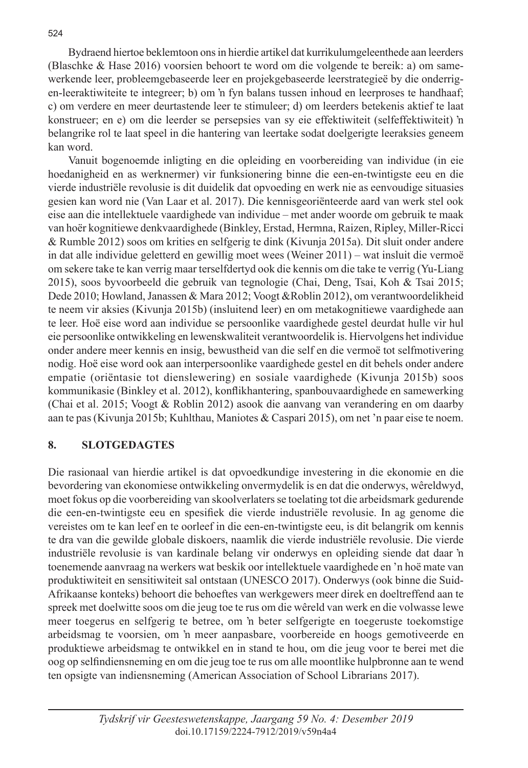Bydraend hiertoe beklemtoon ons in hierdie artikel dat kurrikulumgeleenthede aan leerders (Blaschke & Hase 2016) voorsien behoort te word om die volgende te bereik: a) om samewerkende leer, probleemgebaseerde leer en projekgebaseerde leerstrategieë by die onderrig-en-leeraktiwiteite te integreer; b) om 'n fyn balans tussen inhoud en leerproses te handhaaf; c) om verdere en meer deurtastende leer te stimuleer; d) om leerders betekenis aktief te laat konstrueer; en e) om die leerder se persepsies van sy eie effektiwiteit (selfeffektiwiteit) 'n belangrike rol te laat speel in die hantering van leertake sodat doelgerigte leeraksies geneem kan word.

Vanuit bogenoemde inligting en die opleiding en voorbereiding van individue (in eie hoedanigheid en as werknermer) vir funksionering binne die een-en-twintigste eeu en die vierde industriële revolusie is dit duidelik dat opvoeding en werk nie as eenvoudige situasies gesien kan word nie (Van Laar et al. 2017). Die kennisgeoriënteerde aard van werk stel ook eise aan die intellektuele vaardighede van individue – met ander woorde om gebruik te maak van hoër kognitiewe denkvaardighede (Binkley, Erstad, Hermna, Raizen, Ripley, Miller-Ricci & Rumble 2012) soos om krities en selfgerig te dink (Kivunja 2015a). Dit sluit onder andere in dat alle individue geletterd en gewillig moet wees (Weiner 2011) – wat insluit die vermoë om sekere take te kan verrig maar terselfdertyd ook die kennis om die take te verrig (Yu-Liang 2015), soos byvoorbeeld die gebruik van tegnologie (Chai, Deng, Tsai, Koh & Tsai 2015; Dede 2010; Howland, Janassen & Mara 2012; Voogt &Roblin 2012), om verantwoordelikheid te neem vir aksies (Kivunja 2015b) (insluitend leer) en om metakognitiewe vaardighede aan te leer. Hoë eise word aan individue se persoonlike vaardighede gestel deurdat hulle vir hul eie persoonlike ontwikkeling en lewenskwaliteit verantwoordelik is. Hiervolgens het individue onder andere meer kennis en insig, bewustheid van die self en die vermoë tot selfmotivering nodig. Hoë eise word ook aan interpersoonlike vaardighede gestel en dit behels onder andere empatie (oriëntasie tot dienslewering) en sosiale vaardighede (Kivunja 2015b) soos kommunikasie (Binkley et al. 2012), konflikhantering, spanbouvaardighede en samewerking (Chai et al. 2015; Voogt & Roblin 2012) asook die aanvang van verandering en om daarby aan te pas (Kivunja 2015b; Kuhlthau, Maniotes & Caspari 2015), om net 'n paar eise te noem.

## 8. SLOTGEDAGTES

Die rasionaal van hierdie artikel is dat opvoedkundige investering in die ekonomie en die bevordering van ekonomiese ontwikkeling onvermydelik is en dat die onderwys, wêreldwyd, moet fokus op die voorbereiding van skoolverlaters se toelating tot die arbeidsmark gedurende die een-en-twintigste eeu en spesifiek die vierde industriële revolusie. In ag genome die vereistes om te kan leef en te oorleef in die een-en-twintigste eeu, is dit belangrik om kennis te dra van die gewilde globale diskoers, naamlik die vierde industriële revolusie. Die vierde industriële revolusie is van kardinale belang vir onderwys en opleiding siende dat daar 'n toenemende aanvraag na werkers wat beskik oor intellektuele vaardighede en 'n hoë mate van produktiwiteit en sensitiwiteit sal ontstaan (UNESCO 2017). Onderwys (ook binne die Suid-Afrikaanse konteks) behoort die behoeftes van werkgewers meer direk en doeltreffend aan te spreek met doelwitte soos om die jeug toe te rus om die wêreld van werk en die volwasse lewe meer toegerus en selfgerig te betree, om 'n beter selfgerigte en toegeruste toekomstige arbeidsmag te voorsien, om 'n meer aanpasbare, voorbereide en hoogs gemotiveerde en produktiewe arbeidsmag te ontwikkel en in stand te hou, om die jeug voor te berei met die oog op selfindiensneming en om die jeug toe te rus om alle moontlike hulpbronne aan te wend ten opsigte van indiensneming (American Association of School Librarians 2017).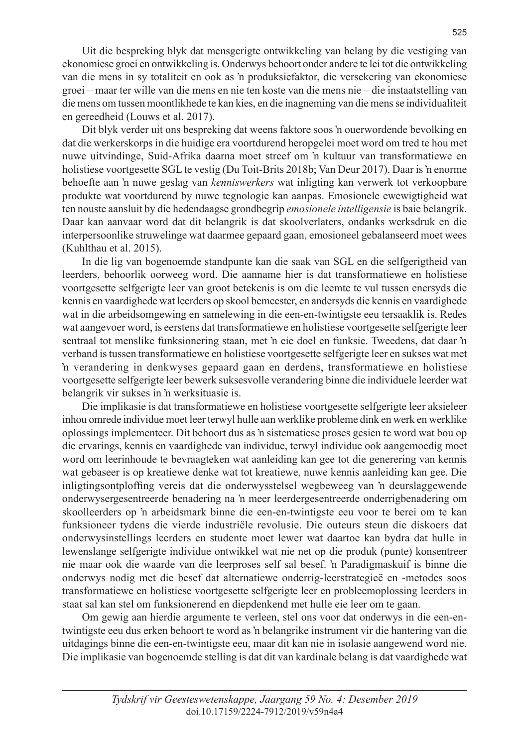Uit die bespreking blyk dat mensgerigte ontwikkeling van belang by die vestiging van ekonomiese groei en ontwikkeling is. Onderwys behoort onder andere te lei tot die ontwikkeling van die mens in sy totaliteit en ook as 'n produksiefaktor, die versekering van ekonomiese groei – maar ter wille van die mens en nie ten koste van die mens nie – die instaatstelling van die mens om tussen moontlikhede te kan kies, en die inagneming van die mens se individualiteit en gereedheid (Louws et al. 2017).

Dit blyk verder uit ons bespreking dat weens faktore soos 'n ouerwordende bevolking en dat die werkerskorps in die huidige era voortdurend heropgelei moet word om tred te hou met nuwe uitvindinge, Suid-Afrika daarna moet streef om 'n kultuur van transformatiewe en holistiese voortgesette SGL te vestig (Du Toit-Brits 2018b; Van Deur 2017). Daar is 'n enorme behoefte aan 'n nuwe geslag van *kenniswerkers* wat inligting kan verwerk tot verkoopbare produkte wat voortdurend by nuwe tegnologie kan aanpas. Emosionele ewewigtigheid wat ten nouste aansluit by die hedendaagse grondbegrip *emosionele intelligensie* is baie belangrik. Daar kan aanvaar word dat dit belangrik is dat skoolverlaters, ondanks werksdruk en die interpersoonlike struwelinge wat daarmee gepaard gaan, emosioneel gebalanseerd moet wees (Kuhlthau et al. 2015).

In die lig van bogenoemde standpunte kan die saak van SGL en die selfgerigtheid van leerders, behoorlik oorweeg word. Die aanname hier is dat transformatiewe en holistiese voortgesette selfgerigte leer van groot betekenis is om die leemte te vul tussen enersyds die kennis en vaardighede wat leerders op skool bemeester, en andersyds die kennis en vaardighede wat in die arbeidsomgewing en samelewing in die een-en-twintigste eeu tersaaklik is. Redes wat aangevoer word, is eerstens dat transformatiewe en holistiese voortgesette selfgerigte leer sentraal tot menslike funksionering staan, met 'n eie doel en funksie. Tweedens, dat daar 'n verband is tussen transformatiewe en holistiese voortgesette selfgerigte leer en sukses wat met 'n verandering in denkwyses gepaard gaan en derdens, transformatiewe en holistiese voortgesette selfgerigte leer bewerk suksesvolle verandering binne die individuele leerder wat belangrik vir sukses in 'n werksituasie is.

Die implikasie is dat transformatiewe en holistiese voortgesette selfgerigte leer aksieleer inhou omrede individue moet leer terwyl hulle aan werklike probleme dink en werk en werklike oplossings implementeer. Dit behoort dus as 'n sistematiese proses gesien te word wat bou op die ervarings, kennis en vaardighede van individue, terwyl individue ook aangemoedig moet word om leerinhoude te bevraagteken wat aanleiding kan gee tot die generering van kennis wat gebaseer is op kreatiewe denke wat tot kreatiewe, nuwe kennis aanleiding kan gee. Die inligtingsontploffing vereis dat die onderwysstelsel wegbeweeg van 'n deurslaggewende onderwysergesentreerde benadering na 'n meer leerdergesentreerde onderrigbenadering om skoolleerders op 'n arbeidsmark binne die een-en-twintigste eeu voor te berei om te kan funksioneer tydens die vierde industriële revolusie. Die outeurs steun die diskoers dat onderwysinstellings leerders en studente moet lewer wat daartoe kan bydra dat hulle in lewenslange selfgerigte individue ontwikkel wat nie net op die produk (punte) konsentreer nie maar ook die waarde van die leerproses self sal besef. 'n Paradigmaskuif is binne die onderwys nodig met die besef dat alternatiewe onderrig-leerstrategieë en -metodes soos transformatiewe en holistiese voortgesette selfgerigte leer en probleemoplossing leerders in staat sal kan stel om funksionerend en diepdenkend met hulle eie leer om te gaan.

Om gewig aan hierdie argumente te verleen, stel ons voor dat onderwys in die een-en-twintigste eeu dus erken behoort te word as 'n belangrike instrument vir die hantering van die uitdagings binne die een-en-twintigste eeu, maar dit kan nie in isolasie aangewend word nie. Die implikasie van bogenoemde stelling is dat dit van kardinale belang is dat vaardighede wat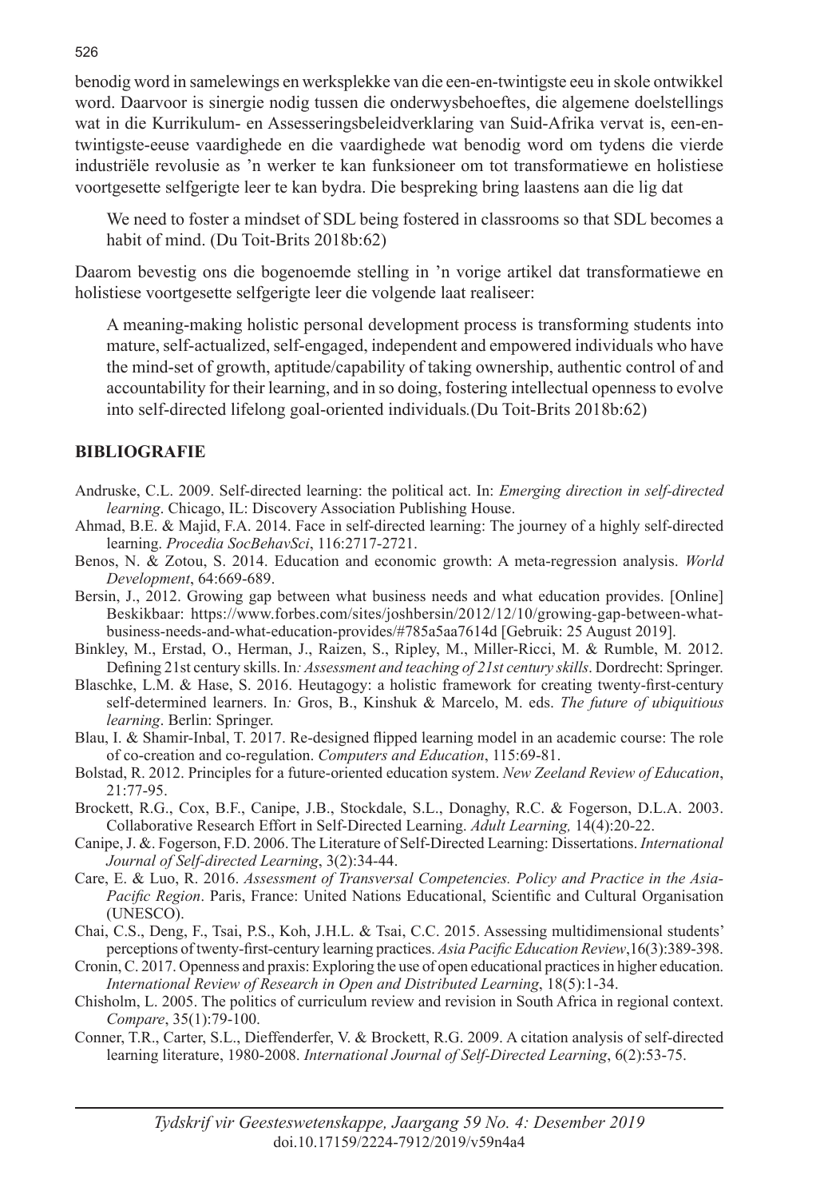benodig word in samelewings en werksplekke van die een-en-twintigste eeu in skole ontwikkel word. Daarvoor is sinergie nodig tussen die onderwysbehoeftes, die algemene doelstellings wat in die Kurrikulum- en Assesseringsbeleidverklaring van Suid-Afrika vervat is, een-en-twintigste-eeuse vaardighede en die vaardighede wat benodig word om tydens die vierde industriële revolusie as 'n werker te kan funksioneer om tot transformatiewe en holistiese voortgesette selfgerigte leer te kan bydra. Die bespreking bring laastens aan die lig dat

> We need to foster a mindset of SDL being fostered in classrooms so that SDL becomes a habit of mind. (Du Toit-Brits 2018b:62)

Daarom bevestig ons die bogenoemde stelling in 'n vorige artikel dat transformatiewe en holistiese voortgesette selfgerigte leer die volgende laat realiseer:

> A meaning-making holistic personal development process is transforming students into mature, self-actualized, self-engaged, independent and empowered individuals who have the mind-set of growth, aptitude/capability of taking ownership, authentic control of and accountability for their learning, and in so doing, fostering intellectual openness to evolve into self-directed lifelong goal-oriented individuals*.*(Du Toit-Brits 2018b:62)

## BIBLIOGRAFIE

Andruske, C.L. 2009. Self-directed learning: the political act. In: *Emerging direction in self-directed learning*. Chicago, IL: Discovery Association Publishing House.

Ahmad, B.E. & Majid, F.A. 2014. Face in self-directed learning: The journey of a highly self-directed learning. *Procedia SocBehavSci*, 116:2717-2721.

Benos, N. & Zotou, S. 2014. Education and economic growth: A meta-regression analysis. *World Development*, 64:669-689.

Bersin, J., 2012. Growing gap between what business needs and what education provides. [Online] Beskikbaar: https://www.forbes.com/sites/joshbersin/2012/12/10/growing-gap-between-what-business-needs-and-what-education-provides/#785a5aa7614d [Gebruik: 25 August 2019].

Binkley, M., Erstad, O., Herman, J., Raizen, S., Ripley, M., Miller-Ricci, M. & Rumble, M. 2012. Defining 21st century skills. In*: Assessment and teaching of 21st century skills*. Dordrecht: Springer.

Blaschke, L.M. & Hase, S. 2016. Heutagogy: a holistic framework for creating twenty-first-century self-determined learners. In*:* Gros, B., Kinshuk & Marcelo, M. eds. *The future of ubiquitious learning*. Berlin: Springer.

Blau, I. & Shamir-Inbal, T. 2017. Re-designed flipped learning model in an academic course: The role of co-creation and co-regulation. *Computers and Education*, 115:69-81.

Bolstad, R. 2012. Principles for a future-oriented education system. *New Zeeland Review of Education*, 21:77-95.

Brockett, R.G., Cox, B.F., Canipe, J.B., Stockdale, S.L., Donaghy, R.C. & Fogerson, D.L.A. 2003. Collaborative Research Effort in Self-Directed Learning. *Adult Learning,* 14(4):20-22.

Canipe, J. &. Fogerson, F.D. 2006. The Literature of Self-Directed Learning: Dissertations. *International Journal of Self-directed Learning*, 3(2):34-44.

Care, E. & Luo, R. 2016. *Assessment of Transversal Competencies. Policy and Practice in the Asia-Pacific Region*. Paris, France: United Nations Educational, Scientific and Cultural Organisation (UNESCO).

Chai, C.S., Deng, F., Tsai, P.S., Koh, J.H.L. & Tsai, C.C. 2015. Assessing multidimensional students' perceptions of twenty-first-century learning practices. *Asia Pacific Education Review*,16(3):389-398.

Cronin, C. 2017. Openness and praxis: Exploring the use of open educational practices in higher education. *International Review of Research in Open and Distributed Learning*, 18(5):1-34.

Chisholm, L. 2005. The politics of curriculum review and revision in South Africa in regional context. *Compare*, 35(1):79-100.

Conner, T.R., Carter, S.L., Dieffenderfer, V. & Brockett, R.G. 2009. A citation analysis of self-directed learning literature, 1980-2008. *International Journal of Self-Directed Learning*, 6(2):53-75.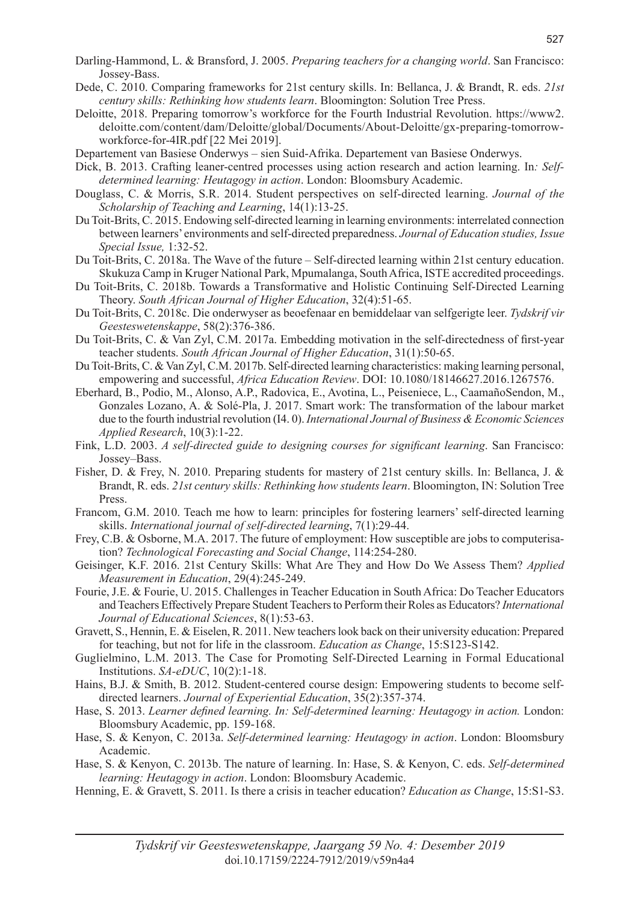Darling-Hammond, L. & Bransford, J. 2005. *Preparing teachers for a changing world*. San Francisco: Jossey-Bass.

Dede, C. 2010. Comparing frameworks for 21st century skills. In: Bellanca, J. & Brandt, R. eds. *21st century skills: Rethinking how students learn*. Bloomington: Solution Tree Press.

Deloitte, 2018. Preparing tomorrow's workforce for the Fourth Industrial Revolution. https://www2.deloitte.com/content/dam/Deloitte/global/Documents/About-Deloitte/gx-preparing-tomorrow-workforce-for-4IR.pdf [22 Mei 2019].

Departement van Basiese Onderwys – sien Suid-Afrika. Departement van Basiese Onderwys.

Dick, B. 2013. Crafting leaner-centred processes using action research and action learning. In*: Self-determined learning: Heutagogy in action*. London: Bloomsbury Academic.

Douglass, C. & Morris, S.R. 2014. Student perspectives on self-directed learning. *Journal of the Scholarship of Teaching and Learning*, 14(1):13-25.

Du Toit-Brits, C. 2015. Endowing self-directed learning in learning environments: interrelated connection between learners' environments and self-directed preparedness. *Journal of Education studies, Issue Special Issue,* 1:32-52.

Du Toit-Brits, C. 2018a. The Wave of the future – Self-directed learning within 21st century education. Skukuza Camp in Kruger National Park, Mpumalanga, South Africa, ISTE accredited proceedings.

Du Toit-Brits, C. 2018b. Towards a Transformative and Holistic Continuing Self-Directed Learning Theory. *South African Journal of Higher Education*, 32(4):51-65.

Du Toit-Brits, C. 2018c. Die onderwyser as beoefenaar en bemiddelaar van selfgerigte leer. *Tydskrif vir Geesteswetenskappe*, 58(2):376-386.

Du Toit-Brits, C. & Van Zyl, C.M. 2017a. Embedding motivation in the self-directedness of first-year teacher students. *South African Journal of Higher Education*, 31(1):50-65.

Du Toit-Brits, C. & Van Zyl, C.M. 2017b. Self-directed learning characteristics: making learning personal, empowering and successful, *Africa Education Review*. DOI: 10.1080/18146627.2016.1267576.

Eberhard, B., Podio, M., Alonso, A.P., Radovica, E., Avotina, L., Peiseniece, L., CaamañoSendon, M., Gonzales Lozano, A. & Solé-Pla, J. 2017. Smart work: The transformation of the labour market due to the fourth industrial revolution (I4. 0). *International Journal of Business & Economic Sciences Applied Research*, 10(3):1-22.

Fink, L.D. 2003. *A self-directed guide to designing courses for significant learning*. San Francisco: Jossey–Bass.

Fisher, D. & Frey, N. 2010. Preparing students for mastery of 21st century skills. In: Bellanca, J. & Brandt, R. eds. *21st century skills: Rethinking how students learn*. Bloomington, IN: Solution Tree Press.

Francom, G.M. 2010. Teach me how to learn: principles for fostering learners' self-directed learning skills. *International journal of self-directed learning*, 7(1):29-44.

Frey, C.B. & Osborne, M.A. 2017. The future of employment: How susceptible are jobs to computerisation? *Technological Forecasting and Social Change*, 114:254-280.

Geisinger, K.F. 2016. 21st Century Skills: What Are They and How Do We Assess Them? *Applied Measurement in Education*, 29(4):245-249.

Fourie, J.E. & Fourie, U. 2015. Challenges in Teacher Education in South Africa: Do Teacher Educators and Teachers Effectively Prepare Student Teachers to Perform their Roles as Educators? *International Journal of Educational Sciences*, 8(1):53-63.

Gravett, S., Hennin, E. & Eiselen, R. 2011. New teachers look back on their university education: Prepared for teaching, but not for life in the classroom. *Education as Change*, 15:S123-S142.

Guglielmino, L.M. 2013. The Case for Promoting Self-Directed Learning in Formal Educational Institutions. *SA-eDUC*, 10(2):1-18.

Hains, B.J. & Smith, B. 2012. Student-centered course design: Empowering students to become self-directed learners. *Journal of Experiential Education*, 35(2):357-374.

Hase, S. 2013. *Learner defined learning. In: Self-determined learning: Heutagogy in action.* London: Bloomsbury Academic, pp. 159-168.

Hase, S. & Kenyon, C. 2013a. *Self-determined learning: Heutagogy in action*. London: Bloomsbury Academic.

Hase, S. & Kenyon, C. 2013b. The nature of learning. In: Hase, S. & Kenyon, C. eds. *Self-determined learning: Heutagogy in action*. London: Bloomsbury Academic.

Henning, E. & Gravett, S. 2011. Is there a crisis in teacher education? *Education as Change*, 15:S1-S3.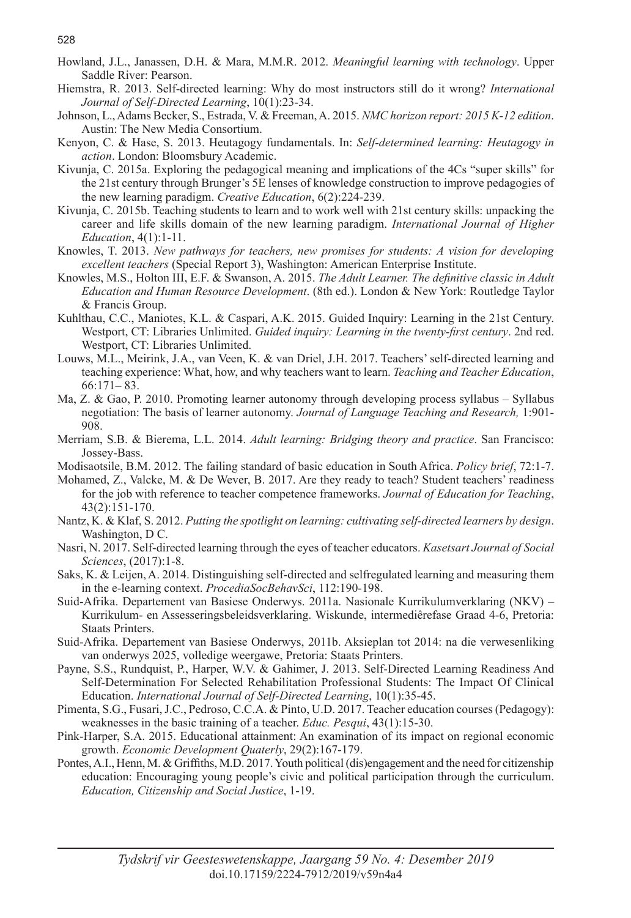Howland, J.L., Janassen, D.H. & Mara, M.M.R. 2012. *Meaningful learning with technology*. Upper Saddle River: Pearson.

Hiemstra, R. 2013. Self-directed learning: Why do most instructors still do it wrong? *International Journal of Self-Directed Learning*, 10(1):23-34.

Johnson, L., Adams Becker, S., Estrada, V. & Freeman, A. 2015. *NMC horizon report: 2015 K-12 edition*. Austin: The New Media Consortium.

Kenyon, C. & Hase, S. 2013. Heutagogy fundamentals. In: *Self-determined learning: Heutagogy in action*. London: Bloomsbury Academic.

Kivunja, C. 2015a. Exploring the pedagogical meaning and implications of the 4Cs "super skills" for the 21st century through Brunger's 5E lenses of knowledge construction to improve pedagogies of the new learning paradigm. *Creative Education*, 6(2):224-239.

Kivunja, C. 2015b. Teaching students to learn and to work well with 21st century skills: unpacking the career and life skills domain of the new learning paradigm. *International Journal of Higher Education*, 4(1):1-11.

Knowles, T. 2013. *New pathways for teachers, new promises for students: A vision for developing excellent teachers* (Special Report 3), Washington: American Enterprise Institute.

Knowles, M.S., Holton III, E.F. & Swanson, A. 2015. *The Adult Learner. The definitive classic in Adult Education and Human Resource Development*. (8th ed.). London & New York: Routledge Taylor & Francis Group.

Kuhlthau, C.C., Maniotes, K.L. & Caspari, A.K. 2015. Guided Inquiry: Learning in the 21st Century. Westport, CT: Libraries Unlimited. *Guided inquiry: Learning in the twenty-first century*. 2nd red. Westport, CT: Libraries Unlimited.

Louws, M.L., Meirink, J.A., van Veen, K. & van Driel, J.H. 2017. Teachers' self-directed learning and teaching experience: What, how, and why teachers want to learn. *Teaching and Teacher Education*, 66:171– 83.

Ma, Z. & Gao, P. 2010. Promoting learner autonomy through developing process syllabus – Syllabus negotiation: The basis of learner autonomy. *Journal of Language Teaching and Research,* 1:901-908.

Merriam, S.B. & Bierema, L.L. 2014. *Adult learning: Bridging theory and practice*. San Francisco: Jossey-Bass.

Modisaotsile, B.M. 2012. The failing standard of basic education in South Africa. *Policy brief*, 72:1-7.

Mohamed, Z., Valcke, M. & De Wever, B. 2017. Are they ready to teach? Student teachers' readiness for the job with reference to teacher competence frameworks. *Journal of Education for Teaching*, 43(2):151-170.

Nantz, K. & Klaf, S. 2012. *Putting the spotlight on learning: cultivating self-directed learners by design*. Washington, D C.

Nasri, N. 2017. Self-directed learning through the eyes of teacher educators. *Kasetsart Journal of Social Sciences*, (2017):1-8.

Saks, K. & Leijen, A. 2014. Distinguishing self-directed and selfregulated learning and measuring them in the e-learning context. *ProcediaSocBehavSci*, 112:190-198.

Suid-Afrika. Departement van Basiese Onderwys. 2011a. Nasionale Kurrikulumverklaring (NKV) – Kurrikulum- en Assesseringsbeleidsverklaring. Wiskunde, intermediêrefase Graad 4-6, Pretoria: Staats Printers.

Suid-Afrika. Departement van Basiese Onderwys, 2011b. Aksieplan tot 2014: na die verwesenliking van onderwys 2025, volledige weergawe, Pretoria: Staats Printers.

Payne, S.S., Rundquist, P., Harper, W.V. & Gahimer, J. 2013. Self-Directed Learning Readiness And Self-Determination For Selected Rehabilitation Professional Students: The Impact Of Clinical Education. *International Journal of Self-Directed Learning*, 10(1):35-45.

Pimenta, S.G., Fusari, J.C., Pedroso, C.C.A. & Pinto, U.D. 2017. Teacher education courses (Pedagogy): weaknesses in the basic training of a teacher. *Educ. Pesqui*, 43(1):15-30.

Pink-Harper, S.A. 2015. Educational attainment: An examination of its impact on regional economic growth. *Economic Development Quaterly*, 29(2):167-179.

Pontes, A.I., Henn, M. & Griffiths, M.D. 2017. Youth political (dis)engagement and the need for citizenship education: Encouraging young people's civic and political participation through the curriculum. *Education, Citizenship and Social Justice*, 1-19.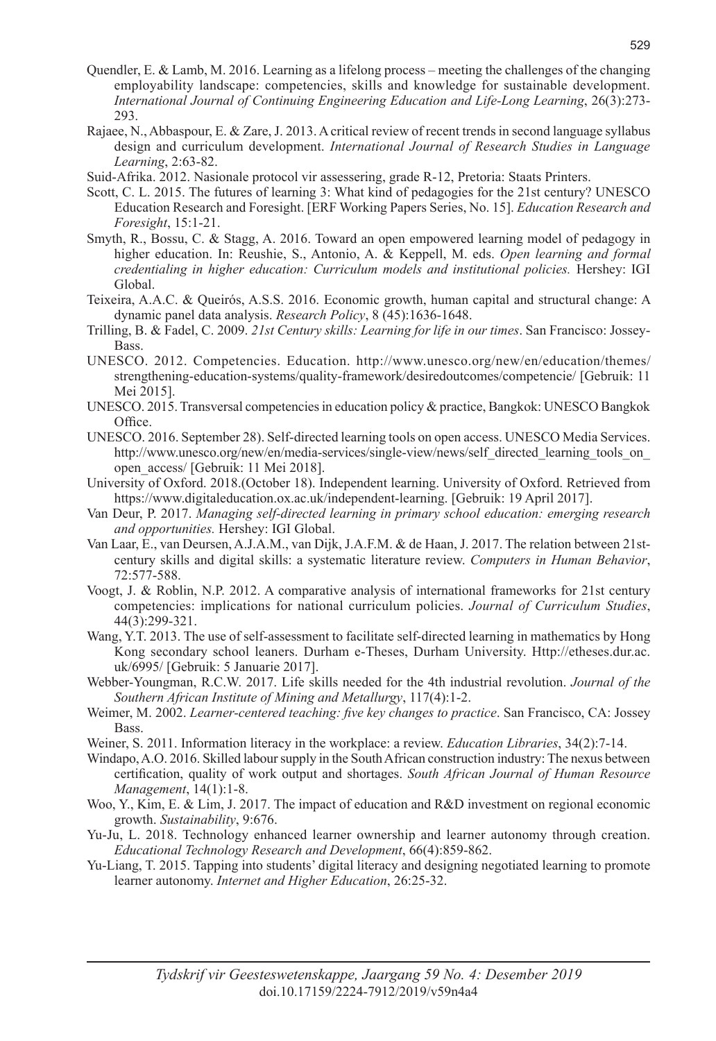Quendler, E. & Lamb, M. 2016. Learning as a lifelong process – meeting the challenges of the changing employability landscape: competencies, skills and knowledge for sustainable development. *International Journal of Continuing Engineering Education and Life-Long Learning*, 26(3):273-293.

Rajaee, N., Abbaspour, E. & Zare, J. 2013. A critical review of recent trends in second language syllabus design and curriculum development. *International Journal of Research Studies in Language Learning*, 2:63-82.

Suid-Afrika. 2012. Nasionale protocol vir assessering, grade R-12, Pretoria: Staats Printers.

Scott, C. L. 2015. The futures of learning 3: What kind of pedagogies for the 21st century? UNESCO Education Research and Foresight. [ERF Working Papers Series, No. 15]. *Education Research and Foresight*, 15:1-21.

Smyth, R., Bossu, C. & Stagg, A. 2016. Toward an open empowered learning model of pedagogy in higher education. In: Reushie, S., Antonio, A. & Keppell, M. eds. *Open learning and formal credentialing in higher education: Curriculum models and institutional policies.* Hershey: IGI Global.

Teixeira, A.A.C. & Queirós, A.S.S. 2016. Economic growth, human capital and structural change: A dynamic panel data analysis. *Research Policy*, 8 (45):1636-1648.

Trilling, B. & Fadel, C. 2009. *21st Century skills: Learning for life in our times*. San Francisco: Jossey-Bass.

UNESCO. 2012. Competencies. Education. http://www.unesco.org/new/en/education/themes/strengthening-education-systems/quality-framework/desiredoutcomes/competencie/ [Gebruik: 11 Mei 2015].

UNESCO. 2015. Transversal competencies in education policy & practice, Bangkok: UNESCO Bangkok Office.

UNESCO. 2016. September 28). Self-directed learning tools on open access. UNESCO Media Services. http://www.unesco.org/new/en/media-services/single-view/news/self_directed_learning_tools_on_open_access/ [Gebruik: 11 Mei 2018].

University of Oxford. 2018.(October 18). Independent learning. University of Oxford. Retrieved from https://www.digitaleducation.ox.ac.uk/independent-learning. [Gebruik: 19 April 2017].

Van Deur, P. 2017. *Managing self-directed learning in primary school education: emerging research and opportunities.* Hershey: IGI Global.

Van Laar, E., van Deursen, A.J.A.M., van Dijk, J.A.F.M. & de Haan, J. 2017. The relation between 21st-century skills and digital skills: a systematic literature review. *Computers in Human Behavior*, 72:577-588.

Voogt, J. & Roblin, N.P. 2012. A comparative analysis of international frameworks for 21st century competencies: implications for national curriculum policies. *Journal of Curriculum Studies*, 44(3):299-321.

Wang, Y.T. 2013. The use of self-assessment to facilitate self-directed learning in mathematics by Hong Kong secondary school leaners. Durham e-Theses, Durham University. Http://etheses.dur.ac.uk/6995/ [Gebruik: 5 Januarie 2017].

Webber-Youngman, R.C.W. 2017. Life skills needed for the 4th industrial revolution. *Journal of the Southern African Institute of Mining and Metallurgy*, 117(4):1-2.

Weimer, M. 2002. *Learner-centered teaching: five key changes to practice*. San Francisco, CA: Jossey Bass.

Weiner, S. 2011. Information literacy in the workplace: a review. *Education Libraries*, 34(2):7-14.

Windapo, A.O. 2016. Skilled labour supply in the South African construction industry: The nexus between certification, quality of work output and shortages. *South African Journal of Human Resource Management*, 14(1):1-8.

Woo, Y., Kim, E. & Lim, J. 2017. The impact of education and R&D investment on regional economic growth. *Sustainability*, 9:676.

Yu-Ju, L. 2018. Technology enhanced learner ownership and learner autonomy through creation. *Educational Technology Research and Development*, 66(4):859-862.

Yu-Liang, T. 2015. Tapping into students' digital literacy and designing negotiated learning to promote learner autonomy. *Internet and Higher Education*, 26:25-32.